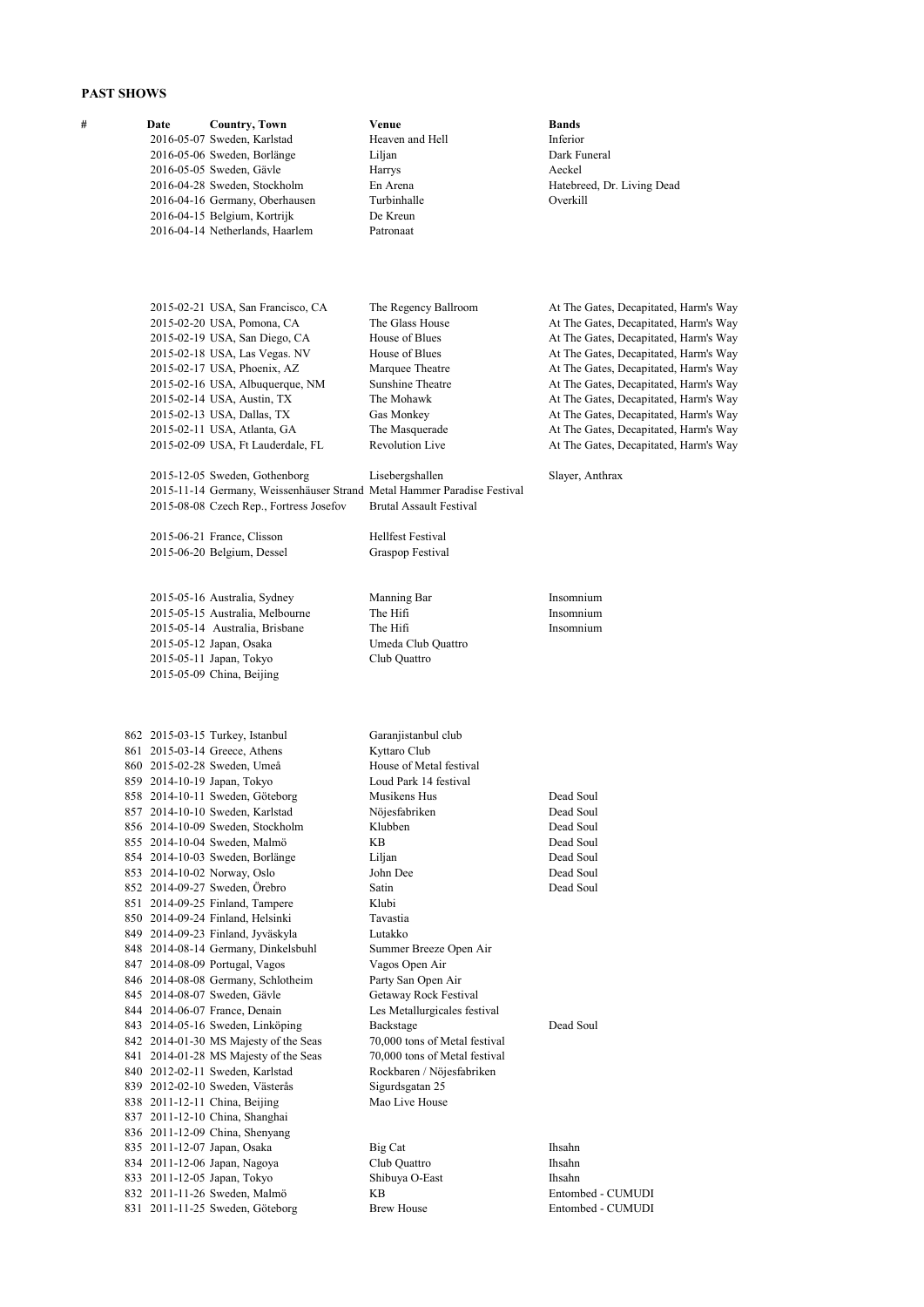**PAST SHOWS**

| # | Date | Country, Town | Venue | Bands |
|---|---|---|---|---|
| | 2016-05-07 | Sweden, Karlstad | Heaven and Hell | Inferior |
| | 2016-05-06 | Sweden, Borlänge | Liljan | Dark Funeral |
| | 2016-05-05 | Sweden, Gävle | Harrys | Aeckel |
| | 2016-04-28 | Sweden, Stockholm | En Arena | Hatebreed, Dr. Living Dead |
| | 2016-04-16 | Germany, Oberhausen | Turbinhalle | Overkill |
| | 2016-04-15 | Belgium, Kortrijk | De Kreun | |
| | 2016-04-14 | Netherlands, Haarlem | Patronaat | |
| | | | | |
| | 2015-02-21 | USA, San Francisco, CA | The Regency Ballroom | At The Gates, Decapitated, Harm's Way |
| | 2015-02-20 | USA, Pomona, CA | The Glass House | At The Gates, Decapitated, Harm's Way |
| | 2015-02-19 | USA, San Diego, CA | House of Blues | At The Gates, Decapitated, Harm's Way |
| | 2015-02-18 | USA, Las Vegas. NV | House of Blues | At The Gates, Decapitated, Harm's Way |
| | 2015-02-17 | USA, Phoenix, AZ | Marquee Theatre | At The Gates, Decapitated, Harm's Way |
| | 2015-02-16 | USA, Albuquerque, NM | Sunshine Theatre | At The Gates, Decapitated, Harm's Way |
| | 2015-02-14 | USA, Austin, TX | The Mohawk | At The Gates, Decapitated, Harm's Way |
| | 2015-02-13 | USA, Dallas, TX | Gas Monkey | At The Gates, Decapitated, Harm's Way |
| | 2015-02-11 | USA, Atlanta, GA | The Masquerade | At The Gates, Decapitated, Harm's Way |
| | 2015-02-09 | USA, Ft Lauderdale, FL | Revolution Live | At The Gates, Decapitated, Harm's Way |
| | | | | |
| | 2015-12-05 | Sweden, Gothenborg | Lisebergshallen | Slayer, Anthrax |
| | 2015-11-14 | Germany, Weissenhäuser Strand | Metal Hammer Paradise Festival | |
| | 2015-08-08 | Czech Rep., Fortress Josefov | Brutal Assault Festival | |
| | | | | |
| | 2015-06-21 | France, Clisson | Hellfest Festival | |
| | 2015-06-20 | Belgium, Dessel | Graspop Festival | |
| | | | | |
| | 2015-05-16 | Australia, Sydney | Manning Bar | Insomnium |
| | 2015-05-15 | Australia, Melbourne | The Hifi | Insomnium |
| | 2015-05-14 | Australia, Brisbane | The Hifi | Insomnium |
| | 2015-05-12 | Japan, Osaka | Umeda Club Quattro | |
| | 2015-05-11 | Japan, Tokyo | Club Quattro | |
| | 2015-05-09 | China, Beijing | | |
| | | | | |
| 862 | 2015-03-15 | Turkey, Istanbul | Garanjistanbul club | |
| 861 | 2015-03-14 | Greece, Athens | Kyttaro Club | |
| 860 | 2015-02-28 | Sweden, Umeå | House of Metal festival | |
| 859 | 2014-10-19 | Japan, Tokyo | Loud Park 14 festival | |
| 858 | 2014-10-11 | Sweden, Göteborg | Musikens Hus | Dead Soul |
| 857 | 2014-10-10 | Sweden, Karlstad | Nöjesfabriken | Dead Soul |
| 856 | 2014-10-09 | Sweden, Stockholm | Klubben | Dead Soul |
| 855 | 2014-10-04 | Sweden, Malmö | KB | Dead Soul |
| 854 | 2014-10-03 | Sweden, Borlänge | Liljan | Dead Soul |
| 853 | 2014-10-02 | Norway, Oslo | John Dee | Dead Soul |
| 852 | 2014-09-27 | Sweden, Örebro | Satin | Dead Soul |
| 851 | 2014-09-25 | Finland, Tampere | Klubi | |
| 850 | 2014-09-24 | Finland, Helsinki | Tavastia | |
| 849 | 2014-09-23 | Finland, Jyväskyla | Lutakko | |
| 848 | 2014-08-14 | Germany, Dinkelsbuhl | Summer Breeze Open Air | |
| 847 | 2014-08-09 | Portugal, Vagos | Vagos Open Air | |
| 846 | 2014-08-08 | Germany, Schlotheim | Party San Open Air | |
| 845 | 2014-08-07 | Sweden, Gävle | Getaway Rock Festival | |
| 844 | 2014-06-07 | France, Denain | Les Metallurgicales festival | |
| 843 | 2014-05-16 | Sweden, Linköping | Backstage | Dead Soul |
| 842 | 2014-01-30 | MS Majesty of the Seas | 70,000 tons of Metal festival | |
| 841 | 2014-01-28 | MS Majesty of the Seas | 70,000 tons of Metal festival | |
| 840 | 2012-02-11 | Sweden, Karlstad | Rockbaren / Nöjesfabriken | |
| 839 | 2012-02-10 | Sweden, Västerås | Sigurdsgatan 25 | |
| 838 | 2011-12-11 | China, Beijing | Mao Live House | |
| 837 | 2011-12-10 | China, Shanghai | | |
| 836 | 2011-12-09 | China, Shenyang | | |
| 835 | 2011-12-07 | Japan, Osaka | Big Cat | Ihsahn |
| 834 | 2011-12-06 | Japan, Nagoya | Club Quattro | Ihsahn |
| 833 | 2011-12-05 | Japan, Tokyo | Shibuya O-East | Ihsahn |
| 832 | 2011-11-26 | Sweden, Malmö | KB | Entombed - CUMUDI |
| 831 | 2011-11-25 | Sweden, Göteborg | Brew House | Entombed - CUMUDI |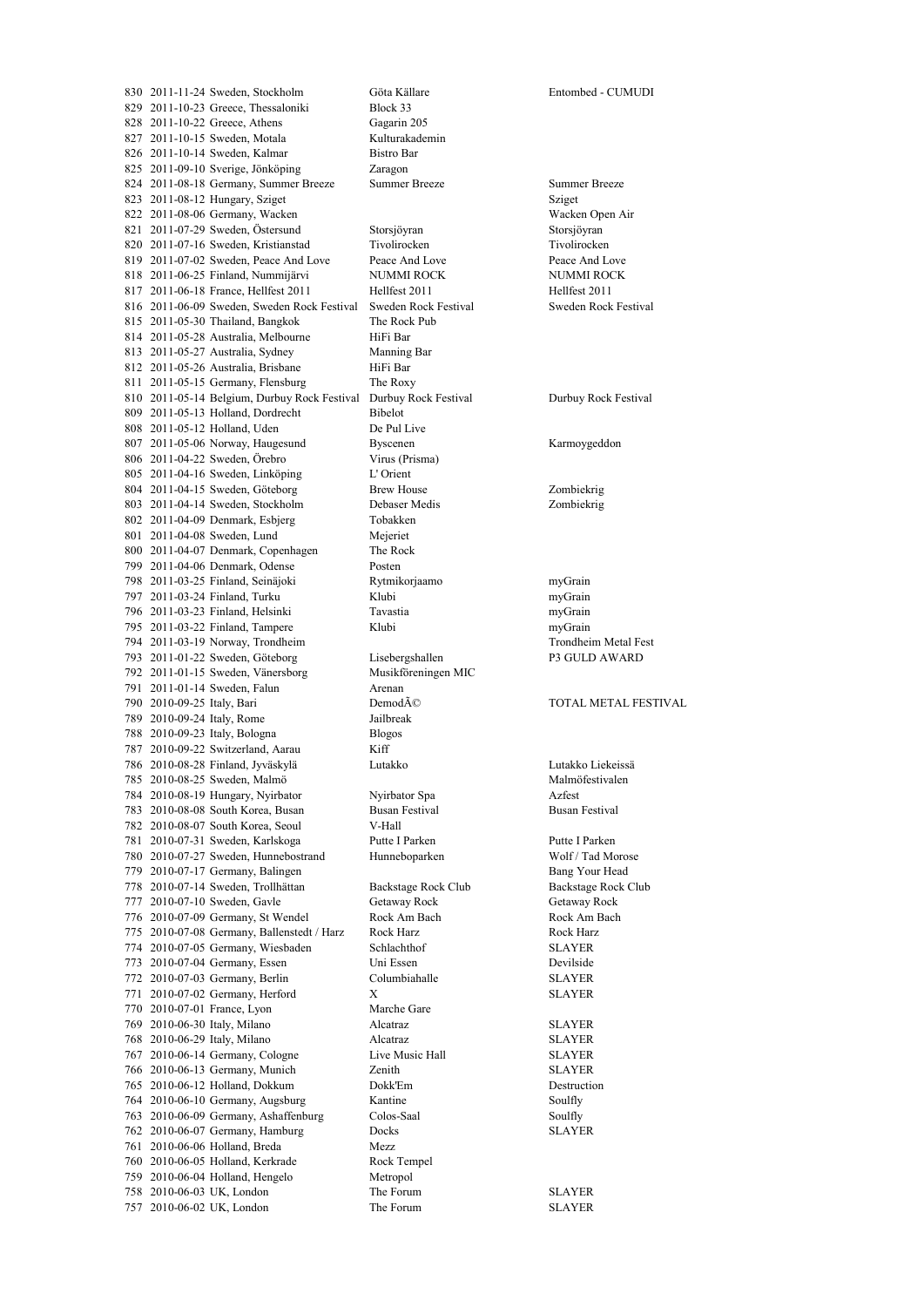| | | | | |
|---|---|---|---|---|
| 830 | 2011-11-24 | Sweden, Stockholm | Göta Källare | Entombed - CUMUDI |
| 829 | 2011-10-23 | Greece, Thessaloniki | Block 33 | |
| 828 | 2011-10-22 | Greece, Athens | Gagarin 205 | |
| 827 | 2011-10-15 | Sweden, Motala | Kulturakademin | |
| 826 | 2011-10-14 | Sweden, Kalmar | Bistro Bar | |
| 825 | 2011-09-10 | Sverige, Jönköping | Zaragon | |
| 824 | 2011-08-18 | Germany, Summer Breeze | Summer Breeze | Summer Breeze |
| 823 | 2011-08-12 | Hungary, Sziget | | Sziget |
| 822 | 2011-08-06 | Germany, Wacken | | Wacken Open Air |
| 821 | 2011-07-29 | Sweden, Östersund | Storsjöyran | Storsjöyran |
| 820 | 2011-07-16 | Sweden, Kristianstad | Tivolirocken | Tivolirocken |
| 819 | 2011-07-02 | Sweden, Peace And Love | Peace And Love | Peace And Love |
| 818 | 2011-06-25 | Finland, Nummijärvi | NUMMI ROCK | NUMMI ROCK |
| 817 | 2011-06-18 | France, Hellfest 2011 | Hellfest 2011 | Hellfest 2011 |
| 816 | 2011-06-09 | Sweden, Sweden Rock Festival | Sweden Rock Festival | Sweden Rock Festival |
| 815 | 2011-05-30 | Thailand, Bangkok | The Rock Pub | |
| 814 | 2011-05-28 | Australia, Melbourne | HiFi Bar | |
| 813 | 2011-05-27 | Australia, Sydney | Manning Bar | |
| 812 | 2011-05-26 | Australia, Brisbane | HiFi Bar | |
| 811 | 2011-05-15 | Germany, Flensburg | The Roxy | |
| 810 | 2011-05-14 | Belgium, Durbuy Rock Festival | Durbuy Rock Festival | Durbuy Rock Festival |
| 809 | 2011-05-13 | Holland, Dordrecht | Bibelot | |
| 808 | 2011-05-12 | Holland, Uden | De Pul Live | |
| 807 | 2011-05-06 | Norway, Haugesund | Byscenen | Karmoygeddon |
| 806 | 2011-04-22 | Sweden, Örebro | Virus (Prisma) | |
| 805 | 2011-04-16 | Sweden, Linköping | L' Orient | |
| 804 | 2011-04-15 | Sweden, Göteborg | Brew House | Zombiekrig |
| 803 | 2011-04-14 | Sweden, Stockholm | Debaser Medis | Zombiekrig |
| 802 | 2011-04-09 | Denmark, Esbjerg | Tobakken | |
| 801 | 2011-04-08 | Sweden, Lund | Mejeriet | |
| 800 | 2011-04-07 | Denmark, Copenhagen | The Rock | |
| 799 | 2011-04-06 | Denmark, Odense | Posten | |
| 798 | 2011-03-25 | Finland, Seinäjoki | Rytmikorjaamo | myGrain |
| 797 | 2011-03-24 | Finland, Turku | Klubi | myGrain |
| 796 | 2011-03-23 | Finland, Helsinki | Tavastia | myGrain |
| 795 | 2011-03-22 | Finland, Tampere | Klubi | myGrain |
| 794 | 2011-03-19 | Norway, Trondheim | | Trondheim Metal Fest |
| 793 | 2011-01-22 | Sweden, Göteborg | Lisebergshallen | P3 GULD AWARD |
| 792 | 2011-01-15 | Sweden, Vänersborg | Musikföreningen MIC | |
| 791 | 2011-01-14 | Sweden, Falun | Arenan | |
| 790 | 2010-09-25 | Italy, Bari | DemodÃ© | TOTAL METAL FESTIVAL |
| 789 | 2010-09-24 | Italy, Rome | Jailbreak | |
| 788 | 2010-09-23 | Italy, Bologna | Blogos | |
| 787 | 2010-09-22 | Switzerland, Aarau | Kiff | |
| 786 | 2010-08-28 | Finland, Jyväskylä | Lutakko | Lutakko Liekeissä |
| 785 | 2010-08-25 | Sweden, Malmö | | Malmöfestivalen |
| 784 | 2010-08-19 | Hungary, Nyirbator | Nyirbator Spa | Azfest |
| 783 | 2010-08-08 | South Korea, Busan | Busan Festival | Busan Festival |
| 782 | 2010-08-07 | South Korea, Seoul | V-Hall | |
| 781 | 2010-07-31 | Sweden, Karlskoga | Putte I Parken | Putte I Parken |
| 780 | 2010-07-27 | Sweden, Hunnebostrand | Hunneboparken | Wolf / Tad Morose |
| 779 | 2010-07-17 | Germany, Balingen | | Bang Your Head |
| 778 | 2010-07-14 | Sweden, Trollhättan | Backstage Rock Club | Backstage Rock Club |
| 777 | 2010-07-10 | Sweden, Gavle | Getaway Rock | Getaway Rock |
| 776 | 2010-07-09 | Germany, St Wendel | Rock Am Bach | Rock Am Bach |
| 775 | 2010-07-08 | Germany, Ballenstedt / Harz | Rock Harz | Rock Harz |
| 774 | 2010-07-05 | Germany, Wiesbaden | Schlachthof | SLAYER |
| 773 | 2010-07-04 | Germany, Essen | Uni Essen | Devilside |
| 772 | 2010-07-03 | Germany, Berlin | Columbiahalle | SLAYER |
| 771 | 2010-07-02 | Germany, Herford | X | SLAYER |
| 770 | 2010-07-01 | France, Lyon | Marche Gare | |
| 769 | 2010-06-30 | Italy, Milano | Alcatraz | SLAYER |
| 768 | 2010-06-29 | Italy, Milano | Alcatraz | SLAYER |
| 767 | 2010-06-14 | Germany, Cologne | Live Music Hall | SLAYER |
| 766 | 2010-06-13 | Germany, Munich | Zenith | SLAYER |
| 765 | 2010-06-12 | Holland, Dokkum | Dokk'Em | Destruction |
| 764 | 2010-06-10 | Germany, Augsburg | Kantine | Soulfly |
| 763 | 2010-06-09 | Germany, Ashaffenburg | Colos-Saal | Soulfly |
| 762 | 2010-06-07 | Germany, Hamburg | Docks | SLAYER |
| 761 | 2010-06-06 | Holland, Breda | Mezz | |
| 760 | 2010-06-05 | Holland, Kerkrade | Rock Tempel | |
| 759 | 2010-06-04 | Holland, Hengelo | Metropol | |
| 758 | 2010-06-03 | UK, London | The Forum | SLAYER |
| 757 | 2010-06-02 | UK, London | The Forum | SLAYER |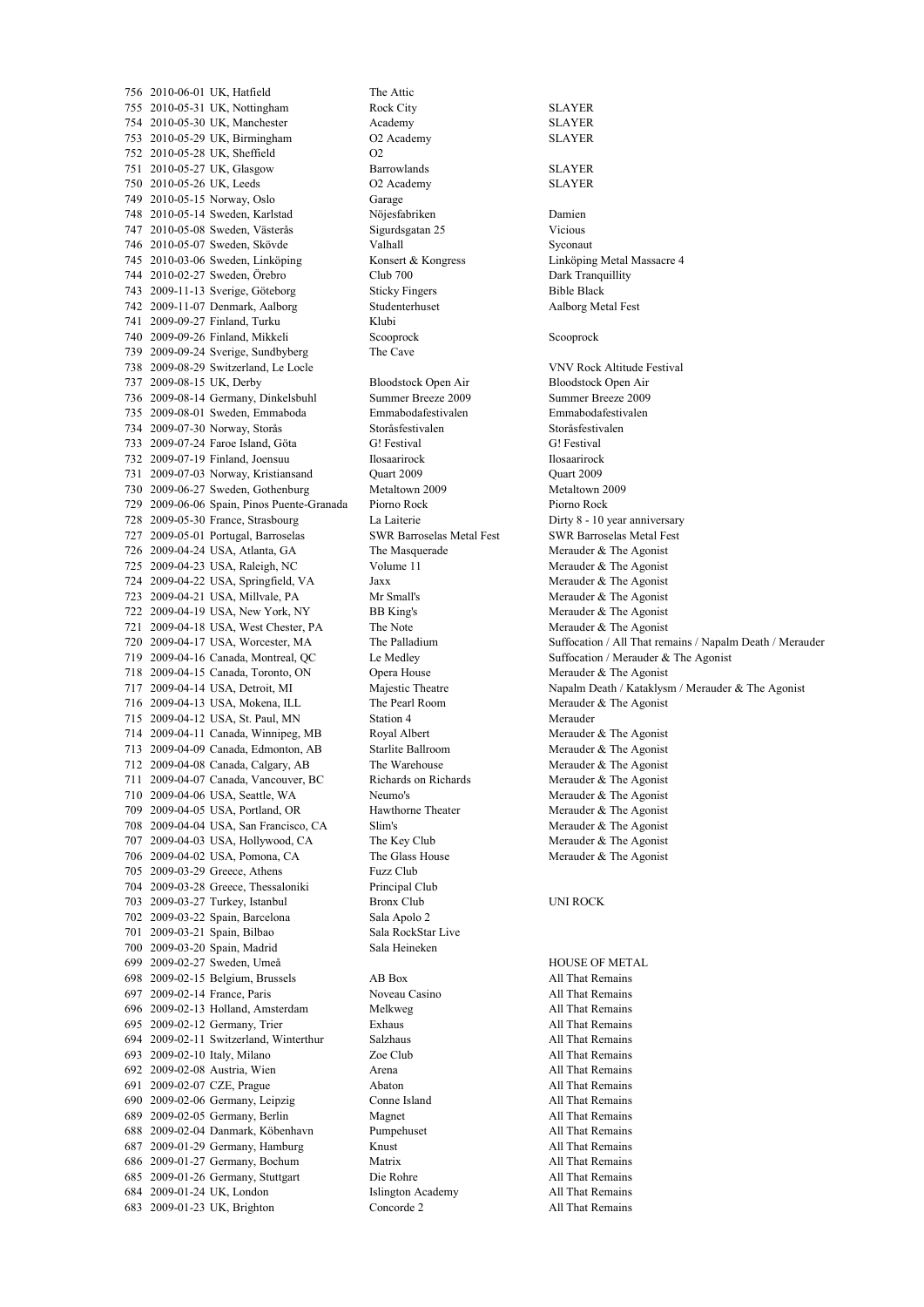| | | | |
|---|---|---|---|
| 756 | 2010-06-01 UK, Hatfield | The Attic | |
| 755 | 2010-05-31 UK, Nottingham | Rock City | SLAYER |
| 754 | 2010-05-30 UK, Manchester | Academy | SLAYER |
| 753 | 2010-05-29 UK, Birmingham | O2 Academy | SLAYER |
| 752 | 2010-05-28 UK, Sheffield | O2 | |
| 751 | 2010-05-27 UK, Glasgow | Barrowlands | SLAYER |
| 750 | 2010-05-26 UK, Leeds | O2 Academy | SLAYER |
| 749 | 2010-05-15 Norway, Oslo | Garage | |
| 748 | 2010-05-14 Sweden, Karlstad | Nöjesfabriken | Damien |
| 747 | 2010-05-08 Sweden, Västerås | Sigurdsgatan 25 | Vicious |
| 746 | 2010-05-07 Sweden, Skövde | Valhall | Syconaut |
| 745 | 2010-03-06 Sweden, Linköping | Konsert & Kongress | Linköping Metal Massacre 4 |
| 744 | 2010-02-27 Sweden, Örebro | Club 700 | Dark Tranquillity |
| 743 | 2009-11-13 Sverige, Göteborg | Sticky Fingers | Bible Black |
| 742 | 2009-11-07 Denmark, Aalborg | Studenterhuset | Aalborg Metal Fest |
| 741 | 2009-09-27 Finland, Turku | Klubi | |
| 740 | 2009-09-26 Finland, Mikkeli | Scooprock | Scooprock |
| 739 | 2009-09-24 Sverige, Sundbyberg | The Cave | |
| 738 | 2009-08-29 Switzerland, Le Locle | | VNV Rock Altitude Festival |
| 737 | 2009-08-15 UK, Derby | Bloodstock Open Air | Bloodstock Open Air |
| 736 | 2009-08-14 Germany, Dinkelsbuhl | Summer Breeze 2009 | Summer Breeze 2009 |
| 735 | 2009-08-01 Sweden, Emmaboda | Emmabodafestivalen | Emmabodafestivalen |
| 734 | 2009-07-30 Norway, Storås | Storåsfestivalen | Storåsfestivalen |
| 733 | 2009-07-24 Faroe Island, Göta | G! Festival | G! Festival |
| 732 | 2009-07-19 Finland, Joensuu | Ilosaarirock | Ilosaarirock |
| 731 | 2009-07-03 Norway, Kristiansand | Quart 2009 | Quart 2009 |
| 730 | 2009-06-27 Sweden, Gothenburg | Metaltown 2009 | Metaltown 2009 |
| 729 | 2009-06-06 Spain, Pinos Puente-Granada | Piorno Rock | Piorno Rock |
| 728 | 2009-05-30 France, Strasbourg | La Laiterie | Dirty 8 - 10 year anniversary |
| 727 | 2009-05-01 Portugal, Barroselas | SWR Barroselas Metal Fest | SWR Barroselas Metal Fest |
| 726 | 2009-04-24 USA, Atlanta, GA | The Masquerade | Merauder & The Agonist |
| 725 | 2009-04-23 USA, Raleigh, NC | Volume 11 | Merauder & The Agonist |
| 724 | 2009-04-22 USA, Springfield, VA | Jaxx | Merauder & The Agonist |
| 723 | 2009-04-21 USA, Millvale, PA | Mr Small's | Merauder & The Agonist |
| 722 | 2009-04-19 USA, New York, NY | BB King's | Merauder & The Agonist |
| 721 | 2009-04-18 USA, West Chester, PA | The Note | Merauder & The Agonist |
| 720 | 2009-04-17 USA, Worcester, MA | The Palladium | Suffocation / All That remains / Napalm Death / Merauder |
| 719 | 2009-04-16 Canada, Montreal, QC | Le Medley | Suffocation / Merauder & The Agonist |
| 718 | 2009-04-15 Canada, Toronto, ON | Opera House | Merauder & The Agonist |
| 717 | 2009-04-14 USA, Detroit, MI | Majestic Theatre | Napalm Death / Kataklysm / Merauder & The Agonist |
| 716 | 2009-04-13 USA, Mokena, ILL | The Pearl Room | Merauder & The Agonist |
| 715 | 2009-04-12 USA, St. Paul, MN | Station 4 | Merauder |
| 714 | 2009-04-11 Canada, Winnipeg, MB | Royal Albert | Merauder & The Agonist |
| 713 | 2009-04-09 Canada, Edmonton, AB | Starlite Ballroom | Merauder & The Agonist |
| 712 | 2009-04-08 Canada, Calgary, AB | The Warehouse | Merauder & The Agonist |
| 711 | 2009-04-07 Canada, Vancouver, BC | Richards on Richards | Merauder & The Agonist |
| 710 | 2009-04-06 USA, Seattle, WA | Neumo's | Merauder & The Agonist |
| 709 | 2009-04-05 USA, Portland, OR | Hawthorne Theater | Merauder & The Agonist |
| 708 | 2009-04-04 USA, San Francisco, CA | Slim's | Merauder & The Agonist |
| 707 | 2009-04-03 USA, Hollywood, CA | The Key Club | Merauder & The Agonist |
| 706 | 2009-04-02 USA, Pomona, CA | The Glass House | Merauder & The Agonist |
| 705 | 2009-03-29 Greece, Athens | Fuzz Club | |
| 704 | 2009-03-28 Greece, Thessaloniki | Principal Club | |
| 703 | 2009-03-27 Turkey, Istanbul | Bronx Club | UNI ROCK |
| 702 | 2009-03-22 Spain, Barcelona | Sala Apolo 2 | |
| 701 | 2009-03-21 Spain, Bilbao | Sala RockStar Live | |
| 700 | 2009-03-20 Spain, Madrid | Sala Heineken | |
| 699 | 2009-02-27 Sweden, Umeå | | HOUSE OF METAL |
| 698 | 2009-02-15 Belgium, Brussels | AB Box | All That Remains |
| 697 | 2009-02-14 France, Paris | Noveau Casino | All That Remains |
| 696 | 2009-02-13 Holland, Amsterdam | Melkweg | All That Remains |
| 695 | 2009-02-12 Germany, Trier | Exhaus | All That Remains |
| 694 | 2009-02-11 Switzerland, Winterthur | Salzhaus | All That Remains |
| 693 | 2009-02-10 Italy, Milano | Zoe Club | All That Remains |
| 692 | 2009-02-08 Austria, Wien | Arena | All That Remains |
| 691 | 2009-02-07 CZE, Prague | Abaton | All That Remains |
| 690 | 2009-02-06 Germany, Leipzig | Conne Island | All That Remains |
| 689 | 2009-02-05 Germany, Berlin | Magnet | All That Remains |
| 688 | 2009-02-04 Danmark, Köbenhavn | Pumpehuset | All That Remains |
| 687 | 2009-01-29 Germany, Hamburg | Knust | All That Remains |
| 686 | 2009-01-27 Germany, Bochum | Matrix | All That Remains |
| 685 | 2009-01-26 Germany, Stuttgart | Die Rohre | All That Remains |
| 684 | 2009-01-24 UK, London | Islington Academy | All That Remains |
| 683 | 2009-01-23 UK, Brighton | Concorde 2 | All That Remains |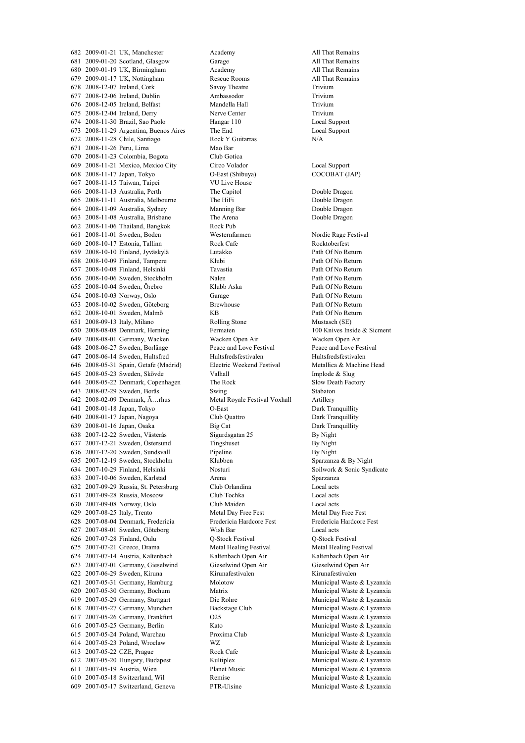| | | | | |
|---|---|---|---|---|
| 682 | 2009-01-21 | UK, Manchester | Academy | All That Remains |
| 681 | 2009-01-20 | Scotland, Glasgow | Garage | All That Remains |
| 680 | 2009-01-19 | UK, Birmingham | Academy | All That Remains |
| 679 | 2009-01-17 | UK, Nottingham | Rescue Rooms | All That Remains |
| 678 | 2008-12-07 | Ireland, Cork | Savoy Theatre | Trivium |
| 677 | 2008-12-06 | Ireland, Dublin | Ambassodor | Trivium |
| 676 | 2008-12-05 | Ireland, Belfast | Mandella Hall | Trivium |
| 675 | 2008-12-04 | Ireland, Derry | Nerve Center | Trivium |
| 674 | 2008-11-30 | Brazil, Sao Paolo | Hangar 110 | Local Support |
| 673 | 2008-11-29 | Argentina, Buenos Aires | The End | Local Support |
| 672 | 2008-11-28 | Chile, Santiago | Rock Y Guitarras | N/A |
| 671 | 2008-11-26 | Peru, Lima | Mao Bar | |
| 670 | 2008-11-23 | Colombia, Bogota | Club Gotica | |
| 669 | 2008-11-21 | Mexico, Mexico City | Circo Volador | Local Support |
| 668 | 2008-11-17 | Japan, Tokyo | O-East (Shibuya) | COCOBAT (JAP) |
| 667 | 2008-11-15 | Taiwan, Taipei | VU Live House | |
| 666 | 2008-11-13 | Australia, Perth | The Capitol | Double Dragon |
| 665 | 2008-11-11 | Australia, Melbourne | The HiFi | Double Dragon |
| 664 | 2008-11-09 | Australia, Sydney | Manning Bar | Double Dragon |
| 663 | 2008-11-08 | Australia, Brisbane | The Arena | Double Dragon |
| 662 | 2008-11-06 | Thailand, Bangkok | Rock Pub | |
| 661 | 2008-11-01 | Sweden, Boden | Westernfarmen | Nordic Rage Festival |
| 660 | 2008-10-17 | Estonia, Tallinn | Rock Cafe | Rocktoberfest |
| 659 | 2008-10-10 | Finland, Jyväskylä | Lutakko | Path Of No Return |
| 658 | 2008-10-09 | Finland, Tampere | Klubi | Path Of No Return |
| 657 | 2008-10-08 | Finland, Helsinki | Tavastia | Path Of No Return |
| 656 | 2008-10-06 | Sweden, Stockholm | Nalen | Path Of No Return |
| 655 | 2008-10-04 | Sweden, Örebro | Klubb Aska | Path Of No Return |
| 654 | 2008-10-03 | Norway, Oslo | Garage | Path Of No Return |
| 653 | 2008-10-02 | Sweden, Göteborg | Brewhouse | Path Of No Return |
| 652 | 2008-10-01 | Sweden, Malmö | KB | Path Of No Return |
| 651 | 2008-09-13 | Italy, Milano | Rolling Stone | Mustasch (SE) |
| 650 | 2008-08-08 | Denmark, Herning | Fermaten | 100 Knives Inside & Sicment |
| 649 | 2008-08-01 | Germany, Wacken | Wacken Open Air | Wacken Open Air |
| 648 | 2008-06-27 | Sweden, Borlänge | Peace and Love Festival | Peace and Love Festival |
| 647 | 2008-06-14 | Sweden, Hultsfred | Hultsfredsfestivalen | Hultsfredsfestivalen |
| 646 | 2008-05-31 | Spain, Getafe (Madrid) | Electric Weekend Festival | Metallica & Machine Head |
| 645 | 2008-05-23 | Sweden, Skövde | Valhall | Implode & Slug |
| 644 | 2008-05-22 | Denmark, Copenhagen | The Rock | Slow Death Factory |
| 643 | 2008-02-29 | Sweden, Borås | Swing | Stabaton |
| 642 | 2008-02-09 | Denmark, Ã…rhus | Metal Royale Festival Voxhall | Artillery |
| 641 | 2008-01-18 | Japan, Tokyo | O-East | Dark Tranquillity |
| 640 | 2008-01-17 | Japan, Nagoya | Club Quattro | Dark Tranquillity |
| 639 | 2008-01-16 | Japan, Osaka | Big Cat | Dark Tranquillity |
| 638 | 2007-12-22 | Sweden, Västerås | Sigurdsgatan 25 | By Night |
| 637 | 2007-12-21 | Sweden, Östersund | Tingshuset | By Night |
| 636 | 2007-12-20 | Sweden, Sundsvall | Pipeline | By Night |
| 635 | 2007-12-19 | Sweden, Stockholm | Klubben | Sparzanza & By Night |
| 634 | 2007-10-29 | Finland, Helsinki | Nosturi | Soilwork & Sonic Syndicate |
| 633 | 2007-10-06 | Sweden, Karlstad | Arena | Sparzanza |
| 632 | 2007-09-29 | Russia, St. Petersburg | Club Orlandina | Local acts |
| 631 | 2007-09-28 | Russia, Moscow | Club Tochka | Local acts |
| 630 | 2007-09-08 | Norway, Oslo | Club Maiden | Local acts |
| 629 | 2007-08-25 | Italy, Trento | Metal Day Free Fest | Metal Day Free Fest |
| 628 | 2007-08-04 | Denmark, Fredericia | Fredericia Hardcore Fest | Fredericia Hardcore Fest |
| 627 | 2007-08-01 | Sweden, Göteborg | Wish Bar | Local acts |
| 626 | 2007-07-28 | Finland, Oulu | Q-Stock Festival | Q-Stock Festival |
| 625 | 2007-07-21 | Greece, Drama | Metal Healing Festival | Metal Healing Festival |
| 624 | 2007-07-14 | Austria, Kaltenbach | Kaltenbach Open Air | Kaltenbach Open Air |
| 623 | 2007-07-01 | Germany, Gieselwind | Gieselwind Open Air | Gieselwind Open Air |
| 622 | 2007-06-29 | Sweden, Kiruna | Kirunafestivalen | Kirunafestivalen |
| 621 | 2007-05-31 | Germany, Hamburg | Molotow | Municipal Waste & Lyzanxia |
| 620 | 2007-05-30 | Germany, Bochum | Matrix | Municipal Waste & Lyzanxia |
| 619 | 2007-05-29 | Germany, Stuttgart | Die Rohre | Municipal Waste & Lyzanxia |
| 618 | 2007-05-27 | Germany, Munchen | Backstage Club | Municipal Waste & Lyzanxia |
| 617 | 2007-05-26 | Germany, Frankfurt | O25 | Municipal Waste & Lyzanxia |
| 616 | 2007-05-25 | Germany, Berlin | Kato | Municipal Waste & Lyzanxia |
| 615 | 2007-05-24 | Poland, Warchau | Proxima Club | Municipal Waste & Lyzanxia |
| 614 | 2007-05-23 | Poland, Wroclaw | WZ | Municipal Waste & Lyzanxia |
| 613 | 2007-05-22 | CZE, Prague | Rock Cafe | Municipal Waste & Lyzanxia |
| 612 | 2007-05-20 | Hungary, Budapest | Kultiplex | Municipal Waste & Lyzanxia |
| 611 | 2007-05-19 | Austria, Wien | Planet Music | Municipal Waste & Lyzanxia |
| 610 | 2007-05-18 | Switzerland, Wil | Remise | Municipal Waste & Lyzanxia |
| 609 | 2007-05-17 | Switzerland, Geneva | PTR-Uisine | Municipal Waste & Lyzanxia |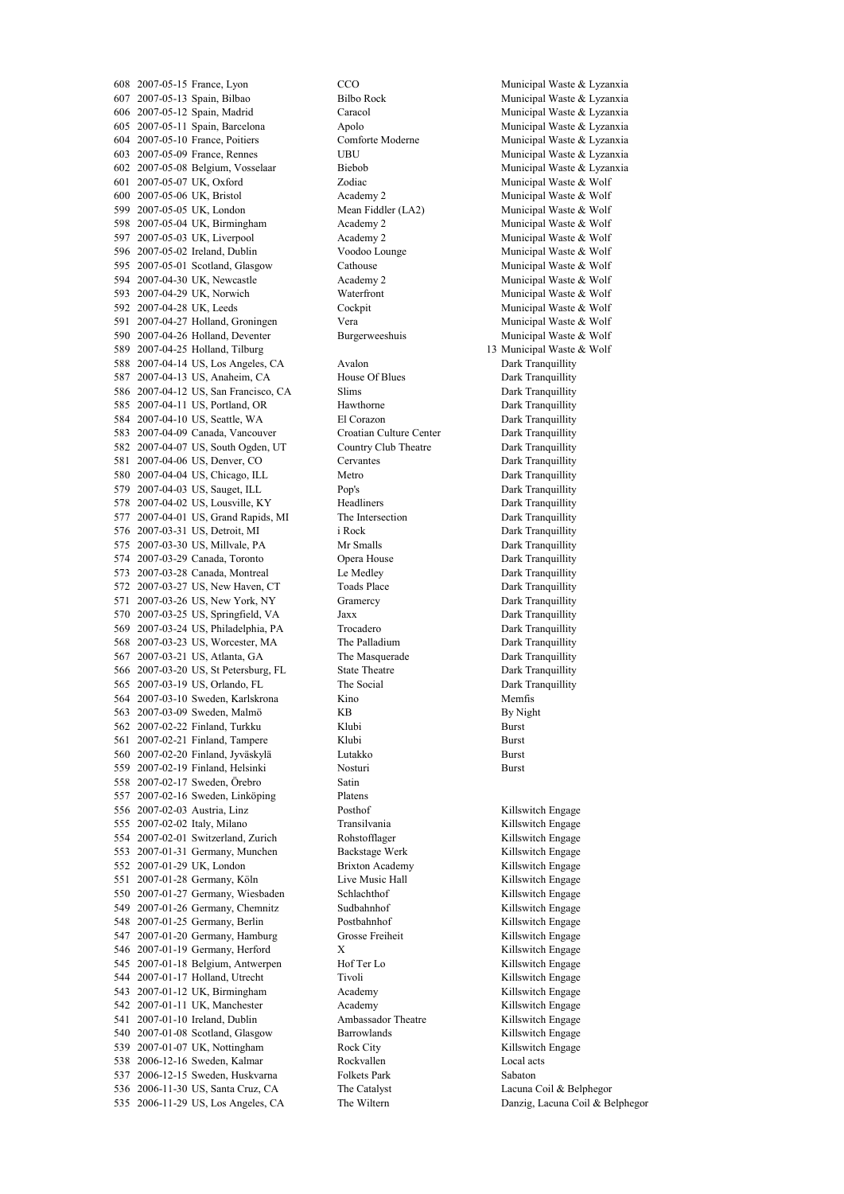| | | | |
|---|---|---|---|
| 608 | 2007-05-15 France, Lyon | CCO | Municipal Waste & Lyzanxia |
| 607 | 2007-05-13 Spain, Bilbao | Bilbo Rock | Municipal Waste & Lyzanxia |
| 606 | 2007-05-12 Spain, Madrid | Caracol | Municipal Waste & Lyzanxia |
| 605 | 2007-05-11 Spain, Barcelona | Apolo | Municipal Waste & Lyzanxia |
| 604 | 2007-05-10 France, Poitiers | Comforte Moderne | Municipal Waste & Lyzanxia |
| 603 | 2007-05-09 France, Rennes | UBU | Municipal Waste & Lyzanxia |
| 602 | 2007-05-08 Belgium, Vosselaar | Biebob | Municipal Waste & Lyzanxia |
| 601 | 2007-05-07 UK, Oxford | Zodiac | Municipal Waste & Wolf |
| 600 | 2007-05-06 UK, Bristol | Academy 2 | Municipal Waste & Wolf |
| 599 | 2007-05-05 UK, London | Mean Fiddler (LA2) | Municipal Waste & Wolf |
| 598 | 2007-05-04 UK, Birmingham | Academy 2 | Municipal Waste & Wolf |
| 597 | 2007-05-03 UK, Liverpool | Academy 2 | Municipal Waste & Wolf |
| 596 | 2007-05-02 Ireland, Dublin | Voodoo Lounge | Municipal Waste & Wolf |
| 595 | 2007-05-01 Scotland, Glasgow | Cathouse | Municipal Waste & Wolf |
| 594 | 2007-04-30 UK, Newcastle | Academy 2 | Municipal Waste & Wolf |
| 593 | 2007-04-29 UK, Norwich | Waterfront | Municipal Waste & Wolf |
| 592 | 2007-04-28 UK, Leeds | Cockpit | Municipal Waste & Wolf |
| 591 | 2007-04-27 Holland, Groningen | Vera | Municipal Waste & Wolf |
| 590 | 2007-04-26 Holland, Deventer | Burgerweeshuis | Municipal Waste & Wolf |
| 589 | 2007-04-25 Holland, Tilburg | 13 | Municipal Waste & Wolf |
| 588 | 2007-04-14 US, Los Angeles, CA | Avalon | Dark Tranquillity |
| 587 | 2007-04-13 US, Anaheim, CA | House Of Blues | Dark Tranquillity |
| 586 | 2007-04-12 US, San Francisco, CA | Slims | Dark Tranquillity |
| 585 | 2007-04-11 US, Portland, OR | Hawthorne | Dark Tranquillity |
| 584 | 2007-04-10 US, Seattle, WA | El Corazon | Dark Tranquillity |
| 583 | 2007-04-09 Canada, Vancouver | Croatian Culture Center | Dark Tranquillity |
| 582 | 2007-04-07 US, South Ogden, UT | Country Club Theatre | Dark Tranquillity |
| 581 | 2007-04-06 US, Denver, CO | Cervantes | Dark Tranquillity |
| 580 | 2007-04-04 US, Chicago, ILL | Metro | Dark Tranquillity |
| 579 | 2007-04-03 US, Sauget, ILL | Pop's | Dark Tranquillity |
| 578 | 2007-04-02 US, Lousville, KY | Headliners | Dark Tranquillity |
| 577 | 2007-04-01 US, Grand Rapids, MI | The Intersection | Dark Tranquillity |
| 576 | 2007-03-31 US, Detroit, MI | i Rock | Dark Tranquillity |
| 575 | 2007-03-30 US, Millvale, PA | Mr Smalls | Dark Tranquillity |
| 574 | 2007-03-29 Canada, Toronto | Opera House | Dark Tranquillity |
| 573 | 2007-03-28 Canada, Montreal | Le Medley | Dark Tranquillity |
| 572 | 2007-03-27 US, New Haven, CT | Toads Place | Dark Tranquillity |
| 571 | 2007-03-26 US, New York, NY | Gramercy | Dark Tranquillity |
| 570 | 2007-03-25 US, Springfield, VA | Jaxx | Dark Tranquillity |
| 569 | 2007-03-24 US, Philadelphia, PA | Trocadero | Dark Tranquillity |
| 568 | 2007-03-23 US, Worcester, MA | The Palladium | Dark Tranquillity |
| 567 | 2007-03-21 US, Atlanta, GA | The Masquerade | Dark Tranquillity |
| 566 | 2007-03-20 US, St Petersburg, FL | State Theatre | Dark Tranquillity |
| 565 | 2007-03-19 US, Orlando, FL | The Social | Dark Tranquillity |
| 564 | 2007-03-10 Sweden, Karlskrona | Kino | Memfis |
| 563 | 2007-03-09 Sweden, Malmö | KB | By Night |
| 562 | 2007-02-22 Finland, Turkku | Klubi | Burst |
| 561 | 2007-02-21 Finland, Tampere | Klubi | Burst |
| 560 | 2007-02-20 Finland, Jyväskylä | Lutakko | Burst |
| 559 | 2007-02-19 Finland, Helsinki | Nosturi | Burst |
| 558 | 2007-02-17 Sweden, Örebro | Satin | |
| 557 | 2007-02-16 Sweden, Linköping | Platens | |
| 556 | 2007-02-03 Austria, Linz | Posthof | Killswitch Engage |
| 555 | 2007-02-02 Italy, Milano | Transilvania | Killswitch Engage |
| 554 | 2007-02-01 Switzerland, Zurich | Rohstofflager | Killswitch Engage |
| 553 | 2007-01-31 Germany, Munchen | Backstage Werk | Killswitch Engage |
| 552 | 2007-01-29 UK, London | Brixton Academy | Killswitch Engage |
| 551 | 2007-01-28 Germany, Köln | Live Music Hall | Killswitch Engage |
| 550 | 2007-01-27 Germany, Wiesbaden | Schlachthof | Killswitch Engage |
| 549 | 2007-01-26 Germany, Chemnitz | Sudbahnhof | Killswitch Engage |
| 548 | 2007-01-25 Germany, Berlin | Postbahnhof | Killswitch Engage |
| 547 | 2007-01-20 Germany, Hamburg | Grosse Freiheit | Killswitch Engage |
| 546 | 2007-01-19 Germany, Herford | X | Killswitch Engage |
| 545 | 2007-01-18 Belgium, Antwerpen | Hof Ter Lo | Killswitch Engage |
| 544 | 2007-01-17 Holland, Utrecht | Tivoli | Killswitch Engage |
| 543 | 2007-01-12 UK, Birmingham | Academy | Killswitch Engage |
| 542 | 2007-01-11 UK, Manchester | Academy | Killswitch Engage |
| 541 | 2007-01-10 Ireland, Dublin | Ambassador Theatre | Killswitch Engage |
| 540 | 2007-01-08 Scotland, Glasgow | Barrowlands | Killswitch Engage |
| 539 | 2007-01-07 UK, Nottingham | Rock City | Killswitch Engage |
| 538 | 2006-12-16 Sweden, Kalmar | Rockvallen | Local acts |
| 537 | 2006-12-15 Sweden, Huskvarna | Folkets Park | Sabaton |
| 536 | 2006-11-30 US, Santa Cruz, CA | The Catalyst | Lacuna Coil & Belphegor |
| 535 | 2006-11-29 US, Los Angeles, CA | The Wiltern | Danzig, Lacuna Coil & Belphegor |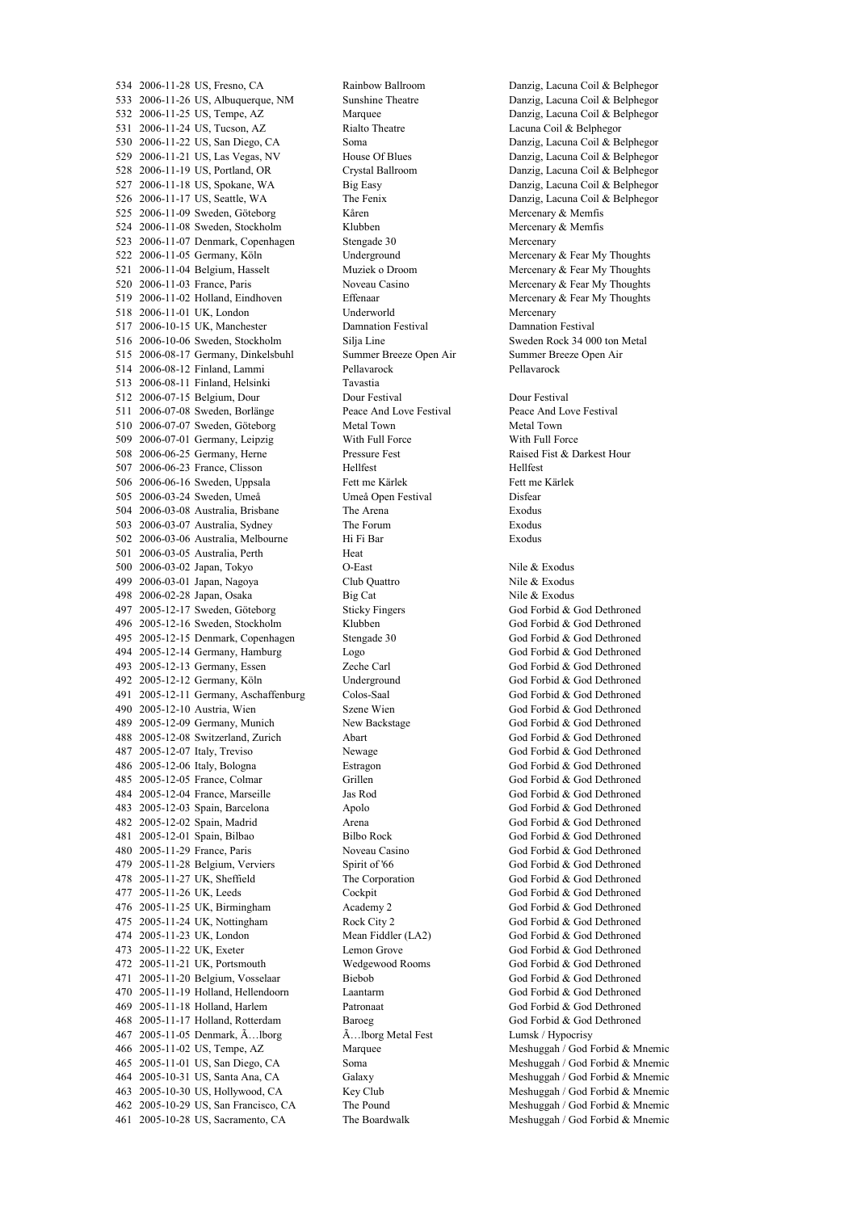| | | | |
|---|---|---|---|
| 534 | 2006-11-28 US, Fresno, CA | Rainbow Ballroom | Danzig, Lacuna Coil & Belphegor |
| 533 | 2006-11-26 US, Albuquerque, NM | Sunshine Theatre | Danzig, Lacuna Coil & Belphegor |
| 532 | 2006-11-25 US, Tempe, AZ | Marquee | Danzig, Lacuna Coil & Belphegor |
| 531 | 2006-11-24 US, Tucson, AZ | Rialto Theatre | Lacuna Coil & Belphegor |
| 530 | 2006-11-22 US, San Diego, CA | Soma | Danzig, Lacuna Coil & Belphegor |
| 529 | 2006-11-21 US, Las Vegas, NV | House Of Blues | Danzig, Lacuna Coil & Belphegor |
| 528 | 2006-11-19 US, Portland, OR | Crystal Ballroom | Danzig, Lacuna Coil & Belphegor |
| 527 | 2006-11-18 US, Spokane, WA | Big Easy | Danzig, Lacuna Coil & Belphegor |
| 526 | 2006-11-17 US, Seattle, WA | The Fenix | Danzig, Lacuna Coil & Belphegor |
| 525 | 2006-11-09 Sweden, Göteborg | Kåren | Mercenary & Memfis |
| 524 | 2006-11-08 Sweden, Stockholm | Klubben | Mercenary & Memfis |
| 523 | 2006-11-07 Denmark, Copenhagen | Stengade 30 | Mercenary |
| 522 | 2006-11-05 Germany, Köln | Underground | Mercenary & Fear My Thoughts |
| 521 | 2006-11-04 Belgium, Hasselt | Muziek o Droom | Mercenary & Fear My Thoughts |
| 520 | 2006-11-03 France, Paris | Noveau Casino | Mercenary & Fear My Thoughts |
| 519 | 2006-11-02 Holland, Eindhoven | Effenaar | Mercenary & Fear My Thoughts |
| 518 | 2006-11-01 UK, London | Underworld | Mercenary |
| 517 | 2006-10-15 UK, Manchester | Damnation Festival | Damnation Festival |
| 516 | 2006-10-06 Sweden, Stockholm | Silja Line | Sweden Rock 34 000 ton Metal |
| 515 | 2006-08-17 Germany, Dinkelsbuhl | Summer Breeze Open Air | Summer Breeze Open Air |
| 514 | 2006-08-12 Finland, Lammi | Pellavarock | Pellavarock |
| 513 | 2006-08-11 Finland, Helsinki | Tavastia | |
| 512 | 2006-07-15 Belgium, Dour | Dour Festival | Dour Festival |
| 511 | 2006-07-08 Sweden, Borlänge | Peace And Love Festival | Peace And Love Festival |
| 510 | 2006-07-07 Sweden, Göteborg | Metal Town | Metal Town |
| 509 | 2006-07-01 Germany, Leipzig | With Full Force | With Full Force |
| 508 | 2006-06-25 Germany, Herne | Pressure Fest | Raised Fist & Darkest Hour |
| 507 | 2006-06-23 France, Clisson | Hellfest | Hellfest |
| 506 | 2006-06-16 Sweden, Uppsala | Fett me Kärlek | Fett me Kärlek |
| 505 | 2006-03-24 Sweden, Umeå | Umeå Open Festival | Disfear |
| 504 | 2006-03-08 Australia, Brisbane | The Arena | Exodus |
| 503 | 2006-03-07 Australia, Sydney | The Forum | Exodus |
| 502 | 2006-03-06 Australia, Melbourne | Hi Fi Bar | Exodus |
| 501 | 2006-03-05 Australia, Perth | Heat | |
| 500 | 2006-03-02 Japan, Tokyo | O-East | Nile & Exodus |
| 499 | 2006-03-01 Japan, Nagoya | Club Quattro | Nile & Exodus |
| 498 | 2006-02-28 Japan, Osaka | Big Cat | Nile & Exodus |
| 497 | 2005-12-17 Sweden, Göteborg | Sticky Fingers | God Forbid & God Dethroned |
| 496 | 2005-12-16 Sweden, Stockholm | Klubben | God Forbid & God Dethroned |
| 495 | 2005-12-15 Denmark, Copenhagen | Stengade 30 | God Forbid & God Dethroned |
| 494 | 2005-12-14 Germany, Hamburg | Logo | God Forbid & God Dethroned |
| 493 | 2005-12-13 Germany, Essen | Zeche Carl | God Forbid & God Dethroned |
| 492 | 2005-12-12 Germany, Köln | Underground | God Forbid & God Dethroned |
| 491 | 2005-12-11 Germany, Aschaffenburg | Colos-Saal | God Forbid & God Dethroned |
| 490 | 2005-12-10 Austria, Wien | Szene Wien | God Forbid & God Dethroned |
| 489 | 2005-12-09 Germany, Munich | New Backstage | God Forbid & God Dethroned |
| 488 | 2005-12-08 Switzerland, Zurich | Abart | God Forbid & God Dethroned |
| 487 | 2005-12-07 Italy, Treviso | Newage | God Forbid & God Dethroned |
| 486 | 2005-12-06 Italy, Bologna | Estragon | God Forbid & God Dethroned |
| 485 | 2005-12-05 France, Colmar | Grillen | God Forbid & God Dethroned |
| 484 | 2005-12-04 France, Marseille | Jas Rod | God Forbid & God Dethroned |
| 483 | 2005-12-03 Spain, Barcelona | Apolo | God Forbid & God Dethroned |
| 482 | 2005-12-02 Spain, Madrid | Arena | God Forbid & God Dethroned |
| 481 | 2005-12-01 Spain, Bilbao | Bilbo Rock | God Forbid & God Dethroned |
| 480 | 2005-11-29 France, Paris | Noveau Casino | God Forbid & God Dethroned |
| 479 | 2005-11-28 Belgium, Verviers | Spirit of '66 | God Forbid & God Dethroned |
| 478 | 2005-11-27 UK, Sheffield | The Corporation | God Forbid & God Dethroned |
| 477 | 2005-11-26 UK, Leeds | Cockpit | God Forbid & God Dethroned |
| 476 | 2005-11-25 UK, Birmingham | Academy 2 | God Forbid & God Dethroned |
| 475 | 2005-11-24 UK, Nottingham | Rock City 2 | God Forbid & God Dethroned |
| 474 | 2005-11-23 UK, London | Mean Fiddler (LA2) | God Forbid & God Dethroned |
| 473 | 2005-11-22 UK, Exeter | Lemon Grove | God Forbid & God Dethroned |
| 472 | 2005-11-21 UK, Portsmouth | Wedgewood Rooms | God Forbid & God Dethroned |
| 471 | 2005-11-20 Belgium, Vosselaar | Biebob | God Forbid & God Dethroned |
| 470 | 2005-11-19 Holland, Hellendoorn | Laantarm | God Forbid & God Dethroned |
| 469 | 2005-11-18 Holland, Harlem | Patronaat | God Forbid & God Dethroned |
| 468 | 2005-11-17 Holland, Rotterdam | Baroeg | God Forbid & God Dethroned |
| 467 | 2005-11-05 Denmark, Ã…lborg | Ã…lborg Metal Fest | Lumsk / Hypocrisy |
| 466 | 2005-11-02 US, Tempe, AZ | Marquee | Meshuggah / God Forbid & Mnemic |
| 465 | 2005-11-01 US, San Diego, CA | Soma | Meshuggah / God Forbid & Mnemic |
| 464 | 2005-10-31 US, Santa Ana, CA | Galaxy | Meshuggah / God Forbid & Mnemic |
| 463 | 2005-10-30 US, Hollywood, CA | Key Club | Meshuggah / God Forbid & Mnemic |
| 462 | 2005-10-29 US, San Francisco, CA | The Pound | Meshuggah / God Forbid & Mnemic |
| 461 | 2005-10-28 US, Sacramento, CA | The Boardwalk | Meshuggah / God Forbid & Mnemic |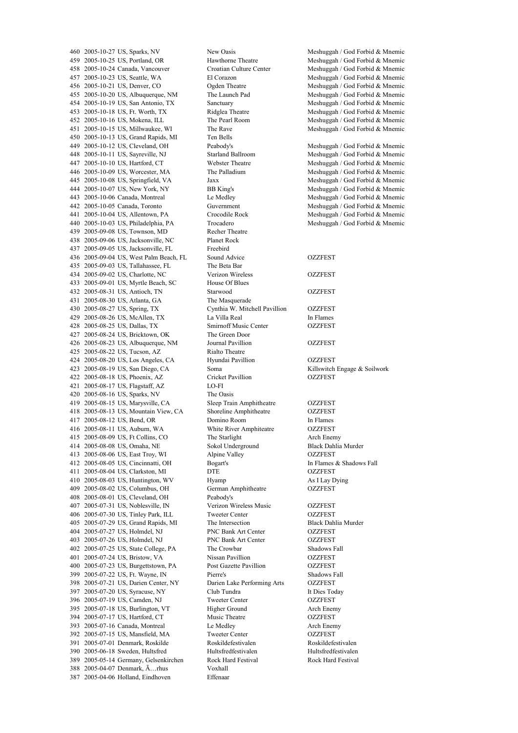| | | | | |
|---|---|---|---|---|
| 460 | 2005-10-27 | US, Sparks, NV | New Oasis | Meshuggah / God Forbid & Mnemic |
| 459 | 2005-10-25 | US, Portland, OR | Hawthorne Theatre | Meshuggah / God Forbid & Mnemic |
| 458 | 2005-10-24 | Canada, Vancouver | Croatian Culture Center | Meshuggah / God Forbid & Mnemic |
| 457 | 2005-10-23 | US, Seattle, WA | El Corazon | Meshuggah / God Forbid & Mnemic |
| 456 | 2005-10-21 | US, Denver, CO | Ogden Theatre | Meshuggah / God Forbid & Mnemic |
| 455 | 2005-10-20 | US, Albuquerque, NM | The Launch Pad | Meshuggah / God Forbid & Mnemic |
| 454 | 2005-10-19 | US, San Antonio, TX | Sanctuary | Meshuggah / God Forbid & Mnemic |
| 453 | 2005-10-18 | US, Ft. Worth, TX | Ridglea Theatre | Meshuggah / God Forbid & Mnemic |
| 452 | 2005-10-16 | US, Mokena, ILL | The Pearl Room | Meshuggah / God Forbid & Mnemic |
| 451 | 2005-10-15 | US, Millwaukee, WI | The Rave | Meshuggah / God Forbid & Mnemic |
| 450 | 2005-10-13 | US, Grand Rapids, MI | Ten Bells | |
| 449 | 2005-10-12 | US, Cleveland, OH | Peabody's | Meshuggah / God Forbid & Mnemic |
| 448 | 2005-10-11 | US, Sayreville, NJ | Starland Ballroom | Meshuggah / God Forbid & Mnemic |
| 447 | 2005-10-10 | US, Hartford, CT | Webster Theatre | Meshuggah / God Forbid & Mnemic |
| 446 | 2005-10-09 | US, Worcester, MA | The Palladium | Meshuggah / God Forbid & Mnemic |
| 445 | 2005-10-08 | US, Springfield, VA | Jaxx | Meshuggah / God Forbid & Mnemic |
| 444 | 2005-10-07 | US, New York, NY | BB King's | Meshuggah / God Forbid & Mnemic |
| 443 | 2005-10-06 | Canada, Montreal | Le Medley | Meshuggah / God Forbid & Mnemic |
| 442 | 2005-10-05 | Canada, Toronto | Guvernment | Meshuggah / God Forbid & Mnemic |
| 441 | 2005-10-04 | US, Allentown, PA | Crocodile Rock | Meshuggah / God Forbid & Mnemic |
| 440 | 2005-10-03 | US, Philadelphia, PA | Trocadero | Meshuggah / God Forbid & Mnemic |
| 439 | 2005-09-08 | US, Townson, MD | Recher Theatre | |
| 438 | 2005-09-06 | US, Jacksonville, NC | Planet Rock | |
| 437 | 2005-09-05 | US, Jacksonville, FL | Freebird | |
| 436 | 2005-09-04 | US, West Palm Beach, FL | Sound Advice | OZZFEST |
| 435 | 2005-09-03 | US, Tallahassee, FL | The Beta Bar | |
| 434 | 2005-09-02 | US, Charlotte, NC | Verizon Wireless | OZZFEST |
| 433 | 2005-09-01 | US, Myrtle Beach, SC | House Of Blues | |
| 432 | 2005-08-31 | US, Antioch, TN | Starwood | OZZFEST |
| 431 | 2005-08-30 | US, Atlanta, GA | The Masquerade | |
| 430 | 2005-08-27 | US, Spring, TX | Cynthia W. Mitchell Pavillion | OZZFEST |
| 429 | 2005-08-26 | US, McAllen, TX | La Villa Real | In Flames |
| 428 | 2005-08-25 | US, Dallas, TX | Smirnoff Music Center | OZZFEST |
| 427 | 2005-08-24 | US, Bricktown, OK | The Green Door | |
| 426 | 2005-08-23 | US, Albuquerque, NM | Journal Pavillion | OZZFEST |
| 425 | 2005-08-22 | US, Tucson, AZ | Rialto Theatre | |
| 424 | 2005-08-20 | US, Los Angeles, CA | Hyundai Pavillion | OZZFEST |
| 423 | 2005-08-19 | US, San Diego, CA | Soma | Killswitch Engage & Soilwork |
| 422 | 2005-08-18 | US, Phoenix, AZ | Cricket Pavillion | OZZFEST |
| 421 | 2005-08-17 | US, Flagstaff, AZ | LO-FI | |
| 420 | 2005-08-16 | US, Sparks, NV | The Oasis | |
| 419 | 2005-08-15 | US, Marysville, CA | Sleep Train Amphitheatre | OZZFEST |
| 418 | 2005-08-13 | US, Mountain View, CA | Shoreline Amphitheatre | OZZFEST |
| 417 | 2005-08-12 | US, Bend, OR | Domino Room | In Flames |
| 416 | 2005-08-11 | US, Auburn, WA | White River Amphiteatre | OZZFEST |
| 415 | 2005-08-09 | US, Ft Collins, CO | The Starlight | Arch Enemy |
| 414 | 2005-08-08 | US, Omaha, NE | Sokol Underground | Black Dahlia Murder |
| 413 | 2005-08-06 | US, East Troy, WI | Alpine Valley | OZZFEST |
| 412 | 2005-08-05 | US, Cincinnatti, OH | Bogart's | In Flames & Shadows Fall |
| 411 | 2005-08-04 | US, Clarkston, MI | DTE | OZZFEST |
| 410 | 2005-08-03 | US, Huntington, WV | Hyamp | As I Lay Dying |
| 409 | 2005-08-02 | US, Columbus, OH | German Amphitheatre | OZZFEST |
| 408 | 2005-08-01 | US, Cleveland, OH | Peabody's | |
| 407 | 2005-07-31 | US, Noblesville, IN | Verizon Wireless Music | OZZFEST |
| 406 | 2005-07-30 | US, Tinley Park, ILL | Tweeter Center | OZZFEST |
| 405 | 2005-07-29 | US, Grand Rapids, MI | The Intersection | Black Dahlia Murder |
| 404 | 2005-07-27 | US, Holmdel, NJ | PNC Bank Art Center | OZZFEST |
| 403 | 2005-07-26 | US, Holmdel, NJ | PNC Bank Art Center | OZZFEST |
| 402 | 2005-07-25 | US, State College, PA | The Crowbar | Shadows Fall |
| 401 | 2005-07-24 | US, Bristow, VA | Nissan Pavillion | OZZFEST |
| 400 | 2005-07-23 | US, Burgettstown, PA | Post Gazette Pavillion | OZZFEST |
| 399 | 2005-07-22 | US, Ft. Wayne, IN | Pierre's | Shadows Fall |
| 398 | 2005-07-21 | US, Darien Center, NY | Darien Lake Performing Arts | OZZFEST |
| 397 | 2005-07-20 | US, Syracuse, NY | Club Tundra | It Dies Today |
| 396 | 2005-07-19 | US, Camden, NJ | Tweeter Center | OZZFEST |
| 395 | 2005-07-18 | US, Burlington, VT | Higher Ground | Arch Enemy |
| 394 | 2005-07-17 | US, Hartford, CT | Music Theatre | OZZFEST |
| 393 | 2005-07-16 | Canada, Montreal | Le Medley | Arch Enemy |
| 392 | 2005-07-15 | US, Mansfield, MA | Tweeter Center | OZZFEST |
| 391 | 2005-07-01 | Denmark, Roskilde | Roskildefestivalen | Roskildefestivalen |
| 390 | 2005-06-18 | Sweden, Hultsfred | Hultsfredfestivalen | Hultsfredfestivalen |
| 389 | 2005-05-14 | Germany, Gelsenkirchen | Rock Hard Festival | Rock Hard Festival |
| 388 | 2005-04-07 | Denmark, Ã…rhus | Voxhall | |
| 387 | 2005-04-06 | Holland, Eindhoven | Effenaar | |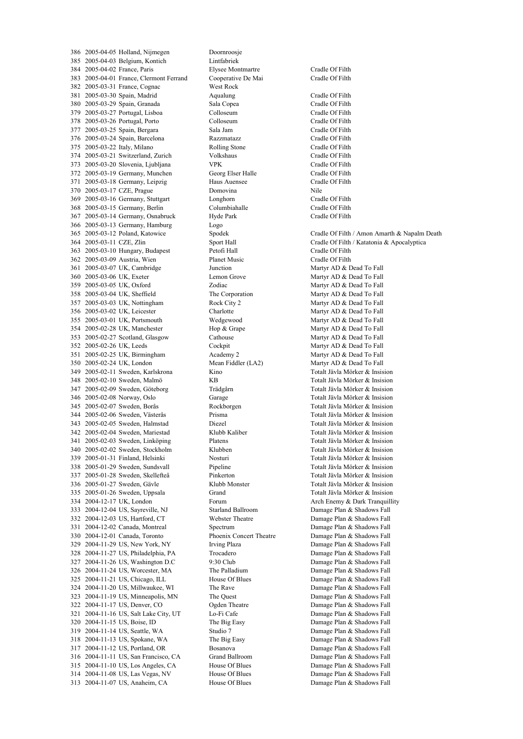| | | | |
|---|---|---|---|
| 386 | 2005-04-05 Holland, Nijmegen | Doornroosje | |
| 385 | 2005-04-03 Belgium, Kontich | Lintfabriek | |
| 384 | 2005-04-02 France, Paris | Elysee Montmartre | Cradle Of Filth |
| 383 | 2005-04-01 France, Clermont Ferrand | Cooperative De Mai | Cradle Of Filth |
| 382 | 2005-03-31 France, Cognac | West Rock | |
| 381 | 2005-03-30 Spain, Madrid | Aqualung | Cradle Of Filth |
| 380 | 2005-03-29 Spain, Granada | Sala Copea | Cradle Of Filth |
| 379 | 2005-03-27 Portugal, Lisboa | Colloseum | Cradle Of Filth |
| 378 | 2005-03-26 Portugal, Porto | Colloseum | Cradle Of Filth |
| 377 | 2005-03-25 Spain, Bergara | Sala Jam | Cradle Of Filth |
| 376 | 2005-03-24 Spain, Barcelona | Razzmatazz | Cradle Of Filth |
| 375 | 2005-03-22 Italy, Milano | Rolling Stone | Cradle Of Filth |
| 374 | 2005-03-21 Switzerland, Zurich | Volkshaus | Cradle Of Filth |
| 373 | 2005-03-20 Slovenia, Ljubljana | VPK | Cradle Of Filth |
| 372 | 2005-03-19 Germany, Munchen | Georg Elser Halle | Cradle Of Filth |
| 371 | 2005-03-18 Germany, Leipzig | Haus Auensee | Cradle Of Filth |
| 370 | 2005-03-17 CZE, Prague | Domovina | Nile |
| 369 | 2005-03-16 Germany, Stuttgart | Longhorn | Cradle Of Filth |
| 368 | 2005-03-15 Germany, Berlin | Columbiahalle | Cradle Of Filth |
| 367 | 2005-03-14 Germany, Osnabruck | Hyde Park | Cradle Of Filth |
| 366 | 2005-03-13 Germany, Hamburg | Logo | |
| 365 | 2005-03-12 Poland, Katowice | Spodek | Cradle Of Filth / Amon Amarth & Napalm Death |
| 364 | 2005-03-11 CZE, Zlin | Sport Hall | Cradle Of Filth / Katatonia & Apocalyptica |
| 363 | 2005-03-10 Hungary, Budapest | Petofi Hall | Cradle Of Filth |
| 362 | 2005-03-09 Austria, Wien | Planet Music | Cradle Of Filth |
| 361 | 2005-03-07 UK, Cambridge | Junction | Martyr AD & Dead To Fall |
| 360 | 2005-03-06 UK, Exeter | Lemon Grove | Martyr AD & Dead To Fall |
| 359 | 2005-03-05 UK, Oxford | Zodiac | Martyr AD & Dead To Fall |
| 358 | 2005-03-04 UK, Sheffield | The Corporation | Martyr AD & Dead To Fall |
| 357 | 2005-03-03 UK, Nottingham | Rock City 2 | Martyr AD & Dead To Fall |
| 356 | 2005-03-02 UK, Leicester | Charlotte | Martyr AD & Dead To Fall |
| 355 | 2005-03-01 UK, Portsmouth | Wedgewood | Martyr AD & Dead To Fall |
| 354 | 2005-02-28 UK, Manchester | Hop & Grape | Martyr AD & Dead To Fall |
| 353 | 2005-02-27 Scotland, Glasgow | Cathouse | Martyr AD & Dead To Fall |
| 352 | 2005-02-26 UK, Leeds | Cockpit | Martyr AD & Dead To Fall |
| 351 | 2005-02-25 UK, Birmingham | Academy 2 | Martyr AD & Dead To Fall |
| 350 | 2005-02-24 UK, London | Mean Fiddler (LA2) | Martyr AD & Dead To Fall |
| 349 | 2005-02-11 Sweden, Karlskrona | Kino | Totalt Jävla Mörker & Insision |
| 348 | 2005-02-10 Sweden, Malmö | KB | Totalt Jävla Mörker & Insision |
| 347 | 2005-02-09 Sweden, Göteborg | Trädgårn | Totalt Jävla Mörker & Insision |
| 346 | 2005-02-08 Norway, Oslo | Garage | Totalt Jävla Mörker & Insision |
| 345 | 2005-02-07 Sweden, Borås | Rockborgen | Totalt Jävla Mörker & Insision |
| 344 | 2005-02-06 Sweden, Västerås | Prisma | Totalt Jävla Mörker & Insision |
| 343 | 2005-02-05 Sweden, Halmstad | Diezel | Totalt Jävla Mörker & Insision |
| 342 | 2005-02-04 Sweden, Mariestad | Klubb Kaliber | Totalt Jävla Mörker & Insision |
| 341 | 2005-02-03 Sweden, Linköping | Platens | Totalt Jävla Mörker & Insision |
| 340 | 2005-02-02 Sweden, Stockholm | Klubben | Totalt Jävla Mörker & Insision |
| 339 | 2005-01-31 Finland, Helsinki | Nosturi | Totalt Jävla Mörker & Insision |
| 338 | 2005-01-29 Sweden, Sundsvall | Pipeline | Totalt Jävla Mörker & Insision |
| 337 | 2005-01-28 Sweden, Skellefteå | Pinkerton | Totalt Jävla Mörker & Insision |
| 336 | 2005-01-27 Sweden, Gävle | Klubb Monster | Totalt Jävla Mörker & Insision |
| 335 | 2005-01-26 Sweden, Uppsala | Grand | Totalt Jävla Mörker & Insision |
| 334 | 2004-12-17 UK, London | Forum | Arch Enemy & Dark Tranquillity |
| 333 | 2004-12-04 US, Sayreville, NJ | Starland Ballroom | Damage Plan & Shadows Fall |
| 332 | 2004-12-03 US, Hartford, CT | Webster Theatre | Damage Plan & Shadows Fall |
| 331 | 2004-12-02 Canada, Montreal | Spectrum | Damage Plan & Shadows Fall |
| 330 | 2004-12-01 Canada, Toronto | Phoenix Concert Theatre | Damage Plan & Shadows Fall |
| 329 | 2004-11-29 US, New York, NY | Irving Plaza | Damage Plan & Shadows Fall |
| 328 | 2004-11-27 US, Philadelphia, PA | Trocadero | Damage Plan & Shadows Fall |
| 327 | 2004-11-26 US, Washington D.C | 9:30 Club | Damage Plan & Shadows Fall |
| 326 | 2004-11-24 US, Worcester, MA | The Palladium | Damage Plan & Shadows Fall |
| 325 | 2004-11-21 US, Chicago, ILL | House Of Blues | Damage Plan & Shadows Fall |
| 324 | 2004-11-20 US, Millwaukee, WI | The Rave | Damage Plan & Shadows Fall |
| 323 | 2004-11-19 US, Minneapolis, MN | The Quest | Damage Plan & Shadows Fall |
| 322 | 2004-11-17 US, Denver, CO | Ogden Theatre | Damage Plan & Shadows Fall |
| 321 | 2004-11-16 US, Salt Lake City, UT | Lo-Fi Cafe | Damage Plan & Shadows Fall |
| 320 | 2004-11-15 US, Boise, ID | The Big Easy | Damage Plan & Shadows Fall |
| 319 | 2004-11-14 US, Seattle, WA | Studio 7 | Damage Plan & Shadows Fall |
| 318 | 2004-11-13 US, Spokane, WA | The Big Easy | Damage Plan & Shadows Fall |
| 317 | 2004-11-12 US, Portland, OR | Bosanova | Damage Plan & Shadows Fall |
| 316 | 2004-11-11 US, San Francisco, CA | Grand Ballroom | Damage Plan & Shadows Fall |
| 315 | 2004-11-10 US, Los Angeles, CA | House Of Blues | Damage Plan & Shadows Fall |
| 314 | 2004-11-08 US, Las Vegas, NV | House Of Blues | Damage Plan & Shadows Fall |
| 313 | 2004-11-07 US, Anaheim, CA | House Of Blues | Damage Plan & Shadows Fall |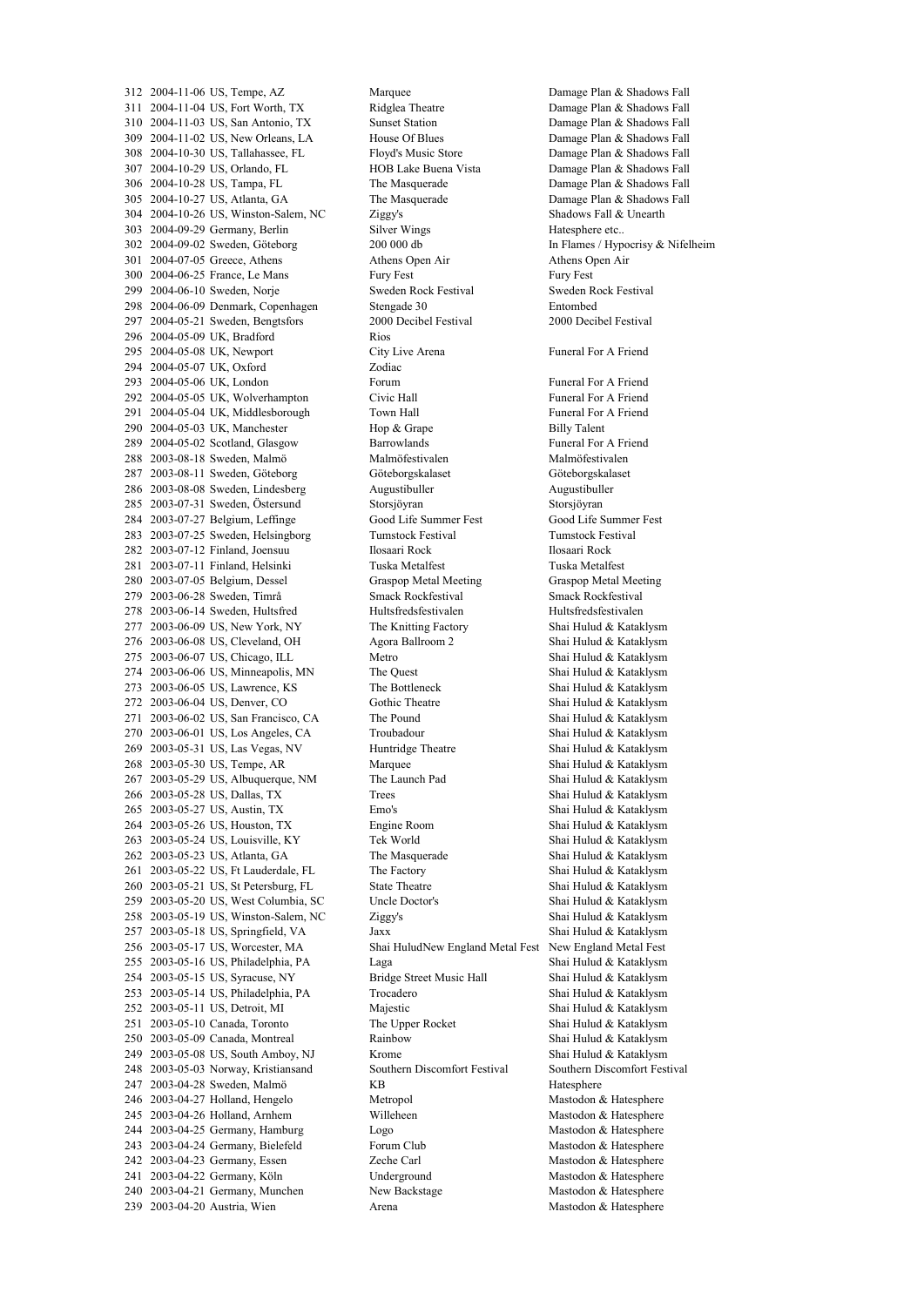| | | | | |
|---|---|---|---|---|
| 312 | 2004-11-06 | US, Tempe, AZ | Marquee | Damage Plan & Shadows Fall |
| 311 | 2004-11-04 | US, Fort Worth, TX | Ridglea Theatre | Damage Plan & Shadows Fall |
| 310 | 2004-11-03 | US, San Antonio, TX | Sunset Station | Damage Plan & Shadows Fall |
| 309 | 2004-11-02 | US, New Orleans, LA | House Of Blues | Damage Plan & Shadows Fall |
| 308 | 2004-10-30 | US, Tallahassee, FL | Floyd's Music Store | Damage Plan & Shadows Fall |
| 307 | 2004-10-29 | US, Orlando, FL | HOB Lake Buena Vista | Damage Plan & Shadows Fall |
| 306 | 2004-10-28 | US, Tampa, FL | The Masquerade | Damage Plan & Shadows Fall |
| 305 | 2004-10-27 | US, Atlanta, GA | The Masquerade | Damage Plan & Shadows Fall |
| 304 | 2004-10-26 | US, Winston-Salem, NC | Ziggy's | Shadows Fall & Unearth |
| 303 | 2004-09-29 | Germany, Berlin | Silver Wings | Hatesphere etc.. |
| 302 | 2004-09-02 | Sweden, Göteborg | 200 000 db | In Flames / Hypocrisy & Nifelheim |
| 301 | 2004-07-05 | Greece, Athens | Athens Open Air | Athens Open Air |
| 300 | 2004-06-25 | France, Le Mans | Fury Fest | Fury Fest |
| 299 | 2004-06-10 | Sweden, Norje | Sweden Rock Festival | Sweden Rock Festival |
| 298 | 2004-06-09 | Denmark, Copenhagen | Stengade 30 | Entombed |
| 297 | 2004-05-21 | Sweden, Bengtsfors | 2000 Decibel Festival | 2000 Decibel Festival |
| 296 | 2004-05-09 | UK, Bradford | Rios | |
| 295 | 2004-05-08 | UK, Newport | City Live Arena | Funeral For A Friend |
| 294 | 2004-05-07 | UK, Oxford | Zodiac | |
| 293 | 2004-05-06 | UK, London | Forum | Funeral For A Friend |
| 292 | 2004-05-05 | UK, Wolverhampton | Civic Hall | Funeral For A Friend |
| 291 | 2004-05-04 | UK, Middlesborough | Town Hall | Funeral For A Friend |
| 290 | 2004-05-03 | UK, Manchester | Hop & Grape | Billy Talent |
| 289 | 2004-05-02 | Scotland, Glasgow | Barrowlands | Funeral For A Friend |
| 288 | 2003-08-18 | Sweden, Malmö | Malmöfestivalen | Malmöfestivalen |
| 287 | 2003-08-11 | Sweden, Göteborg | Göteborgskalaset | Göteborgskalaset |
| 286 | 2003-08-08 | Sweden, Lindesberg | Augustibuller | Augustibuller |
| 285 | 2003-07-31 | Sweden, Östersund | Storsjöyran | Storsjöyran |
| 284 | 2003-07-27 | Belgium, Leffinge | Good Life Summer Fest | Good Life Summer Fest |
| 283 | 2003-07-25 | Sweden, Helsingborg | Tumstock Festival | Tumstock Festival |
| 282 | 2003-07-12 | Finland, Joensuu | Ilosaari Rock | Ilosaari Rock |
| 281 | 2003-07-11 | Finland, Helsinki | Tuska Metalfest | Tuska Metalfest |
| 280 | 2003-07-05 | Belgium, Dessel | Graspop Metal Meeting | Graspop Metal Meeting |
| 279 | 2003-06-28 | Sweden, Timrå | Smack Rockfestival | Smack Rockfestival |
| 278 | 2003-06-14 | Sweden, Hultsfred | Hultsfredsfestivalen | Hultsfredsfestivalen |
| 277 | 2003-06-09 | US, New York, NY | The Knitting Factory | Shai Hulud & Kataklysm |
| 276 | 2003-06-08 | US, Cleveland, OH | Agora Ballroom 2 | Shai Hulud & Kataklysm |
| 275 | 2003-06-07 | US, Chicago, ILL | Metro | Shai Hulud & Kataklysm |
| 274 | 2003-06-06 | US, Minneapolis, MN | The Quest | Shai Hulud & Kataklysm |
| 273 | 2003-06-05 | US, Lawrence, KS | The Bottleneck | Shai Hulud & Kataklysm |
| 272 | 2003-06-04 | US, Denver, CO | Gothic Theatre | Shai Hulud & Kataklysm |
| 271 | 2003-06-02 | US, San Francisco, CA | The Pound | Shai Hulud & Kataklysm |
| 270 | 2003-06-01 | US, Los Angeles, CA | Troubadour | Shai Hulud & Kataklysm |
| 269 | 2003-05-31 | US, Las Vegas, NV | Huntridge Theatre | Shai Hulud & Kataklysm |
| 268 | 2003-05-30 | US, Tempe, AR | Marquee | Shai Hulud & Kataklysm |
| 267 | 2003-05-29 | US, Albuquerque, NM | The Launch Pad | Shai Hulud & Kataklysm |
| 266 | 2003-05-28 | US, Dallas, TX | Trees | Shai Hulud & Kataklysm |
| 265 | 2003-05-27 | US, Austin, TX | Emo's | Shai Hulud & Kataklysm |
| 264 | 2003-05-26 | US, Houston, TX | Engine Room | Shai Hulud & Kataklysm |
| 263 | 2003-05-24 | US, Louisville, KY | Tek World | Shai Hulud & Kataklysm |
| 262 | 2003-05-23 | US, Atlanta, GA | The Masquerade | Shai Hulud & Kataklysm |
| 261 | 2003-05-22 | US, Ft Lauderdale, FL | The Factory | Shai Hulud & Kataklysm |
| 260 | 2003-05-21 | US, St Petersburg, FL | State Theatre | Shai Hulud & Kataklysm |
| 259 | 2003-05-20 | US, West Columbia, SC | Uncle Doctor's | Shai Hulud & Kataklysm |
| 258 | 2003-05-19 | US, Winston-Salem, NC | Ziggy's | Shai Hulud & Kataklysm |
| 257 | 2003-05-18 | US, Springfield, VA | Jaxx | Shai Hulud & Kataklysm |
| 256 | 2003-05-17 | US, Worcester, MA | Shai HuludNew England Metal Fest | New England Metal Fest |
| 255 | 2003-05-16 | US, Philadelphia, PA | Laga | Shai Hulud & Kataklysm |
| 254 | 2003-05-15 | US, Syracuse, NY | Bridge Street Music Hall | Shai Hulud & Kataklysm |
| 253 | 2003-05-14 | US, Philadelphia, PA | Trocadero | Shai Hulud & Kataklysm |
| 252 | 2003-05-11 | US, Detroit, MI | Majestic | Shai Hulud & Kataklysm |
| 251 | 2003-05-10 | Canada, Toronto | The Upper Rocket | Shai Hulud & Kataklysm |
| 250 | 2003-05-09 | Canada, Montreal | Rainbow | Shai Hulud & Kataklysm |
| 249 | 2003-05-08 | US, South Amboy, NJ | Krome | Shai Hulud & Kataklysm |
| 248 | 2003-05-03 | Norway, Kristiansand | Southern Discomfort Festival | Southern Discomfort Festival |
| 247 | 2003-04-28 | Sweden, Malmö | KB | Hatesphere |
| 246 | 2003-04-27 | Holland, Hengelo | Metropol | Mastodon & Hatesphere |
| 245 | 2003-04-26 | Holland, Arnhem | Willeheen | Mastodon & Hatesphere |
| 244 | 2003-04-25 | Germany, Hamburg | Logo | Mastodon & Hatesphere |
| 243 | 2003-04-24 | Germany, Bielefeld | Forum Club | Mastodon & Hatesphere |
| 242 | 2003-04-23 | Germany, Essen | Zeche Carl | Mastodon & Hatesphere |
| 241 | 2003-04-22 | Germany, Köln | Underground | Mastodon & Hatesphere |
| 240 | 2003-04-21 | Germany, Munchen | New Backstage | Mastodon & Hatesphere |
| 239 | 2003-04-20 | Austria, Wien | Arena | Mastodon & Hatesphere |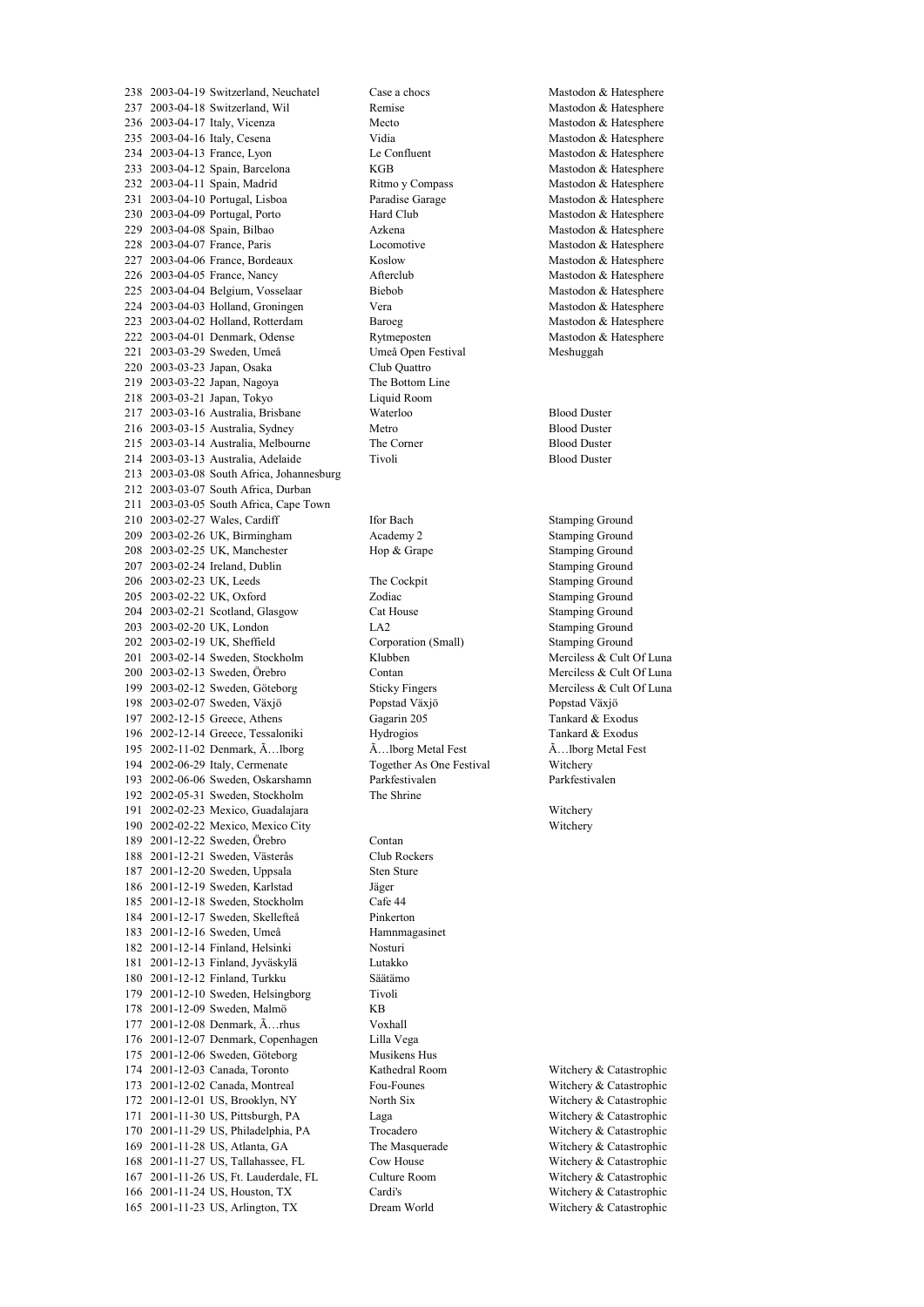| | | | | |
|---|---|---|---|---|
| 238 | 2003-04-19 | Switzerland, Neuchatel | Case a chocs | Mastodon & Hatesphere |
| 237 | 2003-04-18 | Switzerland, Wil | Remise | Mastodon & Hatesphere |
| 236 | 2003-04-17 | Italy, Vicenza | Mecto | Mastodon & Hatesphere |
| 235 | 2003-04-16 | Italy, Cesena | Vidia | Mastodon & Hatesphere |
| 234 | 2003-04-13 | France, Lyon | Le Confluent | Mastodon & Hatesphere |
| 233 | 2003-04-12 | Spain, Barcelona | KGB | Mastodon & Hatesphere |
| 232 | 2003-04-11 | Spain, Madrid | Ritmo y Compass | Mastodon & Hatesphere |
| 231 | 2003-04-10 | Portugal, Lisboa | Paradise Garage | Mastodon & Hatesphere |
| 230 | 2003-04-09 | Portugal, Porto | Hard Club | Mastodon & Hatesphere |
| 229 | 2003-04-08 | Spain, Bilbao | Azkena | Mastodon & Hatesphere |
| 228 | 2003-04-07 | France, Paris | Locomotive | Mastodon & Hatesphere |
| 227 | 2003-04-06 | France, Bordeaux | Koslow | Mastodon & Hatesphere |
| 226 | 2003-04-05 | France, Nancy | Afterclub | Mastodon & Hatesphere |
| 225 | 2003-04-04 | Belgium, Vosselaar | Biebob | Mastodon & Hatesphere |
| 224 | 2003-04-03 | Holland, Groningen | Vera | Mastodon & Hatesphere |
| 223 | 2003-04-02 | Holland, Rotterdam | Baroeg | Mastodon & Hatesphere |
| 222 | 2003-04-01 | Denmark, Odense | Rytmeposten | Mastodon & Hatesphere |
| 221 | 2003-03-29 | Sweden, Umeå | Umeå Open Festival | Meshuggah |
| 220 | 2003-03-23 | Japan, Osaka | Club Quattro | |
| 219 | 2003-03-22 | Japan, Nagoya | The Bottom Line | |
| 218 | 2003-03-21 | Japan, Tokyo | Liquid Room | |
| 217 | 2003-03-16 | Australia, Brisbane | Waterloo | Blood Duster |
| 216 | 2003-03-15 | Australia, Sydney | Metro | Blood Duster |
| 215 | 2003-03-14 | Australia, Melbourne | The Corner | Blood Duster |
| 214 | 2003-03-13 | Australia, Adelaide | Tivoli | Blood Duster |
| 213 | 2003-03-08 | South Africa, Johannesburg | | |
| 212 | 2003-03-07 | South Africa, Durban | | |
| 211 | 2003-03-05 | South Africa, Cape Town | | |
| 210 | 2003-02-27 | Wales, Cardiff | Ifor Bach | Stamping Ground |
| 209 | 2003-02-26 | UK, Birmingham | Academy 2 | Stamping Ground |
| 208 | 2003-02-25 | UK, Manchester | Hop & Grape | Stamping Ground |
| 207 | 2003-02-24 | Ireland, Dublin | | Stamping Ground |
| 206 | 2003-02-23 | UK, Leeds | The Cockpit | Stamping Ground |
| 205 | 2003-02-22 | UK, Oxford | Zodiac | Stamping Ground |
| 204 | 2003-02-21 | Scotland, Glasgow | Cat House | Stamping Ground |
| 203 | 2003-02-20 | UK, London | LA2 | Stamping Ground |
| 202 | 2003-02-19 | UK, Sheffield | Corporation (Small) | Stamping Ground |
| 201 | 2003-02-14 | Sweden, Stockholm | Klubben | Merciless & Cult Of Luna |
| 200 | 2003-02-13 | Sweden, Örebro | Contan | Merciless & Cult Of Luna |
| 199 | 2003-02-12 | Sweden, Göteborg | Sticky Fingers | Merciless & Cult Of Luna |
| 198 | 2003-02-07 | Sweden, Växjö | Popstad Växjö | Popstad Växjö |
| 197 | 2002-12-15 | Greece, Athens | Gagarin 205 | Tankard & Exodus |
| 196 | 2002-12-14 | Greece, Tessaloniki | Hydrogios | Tankard & Exodus |
| 195 | 2002-11-02 | Denmark, Ã…lborg | Ã…lborg Metal Fest | Ã…lborg Metal Fest |
| 194 | 2002-06-29 | Italy, Cermenate | Together As One Festival | Witchery |
| 193 | 2002-06-06 | Sweden, Oskarshamn | Parkfestivalen | Parkfestivalen |
| 192 | 2002-05-31 | Sweden, Stockholm | The Shrine | |
| 191 | 2002-02-23 | Mexico, Guadalajara | | Witchery |
| 190 | 2002-02-22 | Mexico, Mexico City | | Witchery |
| 189 | 2001-12-22 | Sweden, Örebro | Contan | |
| 188 | 2001-12-21 | Sweden, Västerås | Club Rockers | |
| 187 | 2001-12-20 | Sweden, Uppsala | Sten Sture | |
| 186 | 2001-12-19 | Sweden, Karlstad | Jäger | |
| 185 | 2001-12-18 | Sweden, Stockholm | Cafe 44 | |
| 184 | 2001-12-17 | Sweden, Skellefteå | Pinkerton | |
| 183 | 2001-12-16 | Sweden, Umeå | Hamnmagasinet | |
| 182 | 2001-12-14 | Finland, Helsinki | Nosturi | |
| 181 | 2001-12-13 | Finland, Jyväskylä | Lutakko | |
| 180 | 2001-12-12 | Finland, Turkku | Säätämo | |
| 179 | 2001-12-10 | Sweden, Helsingborg | Tivoli | |
| 178 | 2001-12-09 | Sweden, Malmö | KB | |
| 177 | 2001-12-08 | Denmark, Ã…rhus | Voxhall | |
| 176 | 2001-12-07 | Denmark, Copenhagen | Lilla Vega | |
| 175 | 2001-12-06 | Sweden, Göteborg | Musikens Hus | |
| 174 | 2001-12-03 | Canada, Toronto | Kathedral Room | Witchery & Catastrophic |
| 173 | 2001-12-02 | Canada, Montreal | Fou-Founes | Witchery & Catastrophic |
| 172 | 2001-12-01 | US, Brooklyn, NY | North Six | Witchery & Catastrophic |
| 171 | 2001-11-30 | US, Pittsburgh, PA | Laga | Witchery & Catastrophic |
| 170 | 2001-11-29 | US, Philadelphia, PA | Trocadero | Witchery & Catastrophic |
| 169 | 2001-11-28 | US, Atlanta, GA | The Masquerade | Witchery & Catastrophic |
| 168 | 2001-11-27 | US, Tallahassee, FL | Cow House | Witchery & Catastrophic |
| 167 | 2001-11-26 | US, Ft. Lauderdale, FL | Culture Room | Witchery & Catastrophic |
| 166 | 2001-11-24 | US, Houston, TX | Cardi's | Witchery & Catastrophic |
| 165 | 2001-11-23 | US, Arlington, TX | Dream World | Witchery & Catastrophic |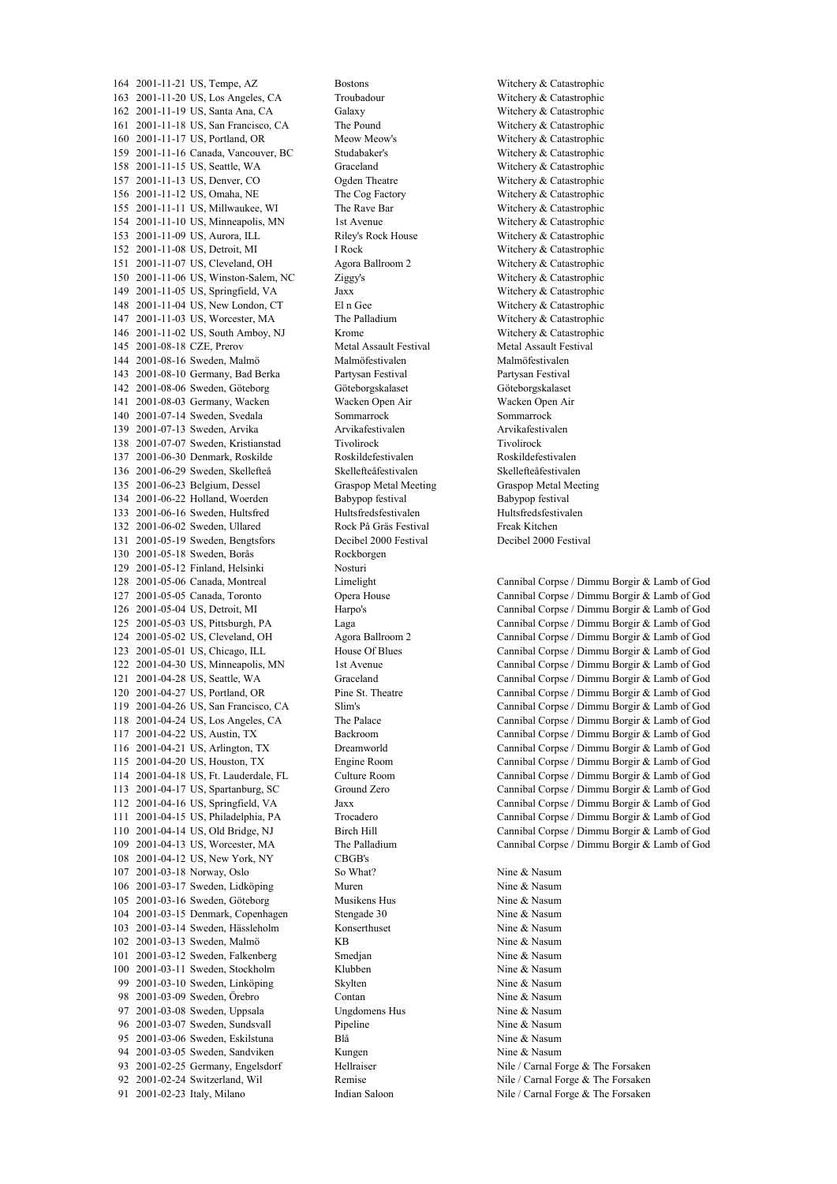| | | | | |
|---|---|---|---|---|
| 164 | 2001-11-21 | US, Tempe, AZ | Bostons | Witchery & Catastrophic |
| 163 | 2001-11-20 | US, Los Angeles, CA | Troubadour | Witchery & Catastrophic |
| 162 | 2001-11-19 | US, Santa Ana, CA | Galaxy | Witchery & Catastrophic |
| 161 | 2001-11-18 | US, San Francisco, CA | The Pound | Witchery & Catastrophic |
| 160 | 2001-11-17 | US, Portland, OR | Meow Meow's | Witchery & Catastrophic |
| 159 | 2001-11-16 | Canada, Vancouver, BC | Studabaker's | Witchery & Catastrophic |
| 158 | 2001-11-15 | US, Seattle, WA | Graceland | Witchery & Catastrophic |
| 157 | 2001-11-13 | US, Denver, CO | Ogden Theatre | Witchery & Catastrophic |
| 156 | 2001-11-12 | US, Omaha, NE | The Cog Factory | Witchery & Catastrophic |
| 155 | 2001-11-11 | US, Millwaukee, WI | The Rave Bar | Witchery & Catastrophic |
| 154 | 2001-11-10 | US, Minneapolis, MN | 1st Avenue | Witchery & Catastrophic |
| 153 | 2001-11-09 | US, Aurora, ILL | Riley's Rock House | Witchery & Catastrophic |
| 152 | 2001-11-08 | US, Detroit, MI | I Rock | Witchery & Catastrophic |
| 151 | 2001-11-07 | US, Cleveland, OH | Agora Ballroom 2 | Witchery & Catastrophic |
| 150 | 2001-11-06 | US, Winston-Salem, NC | Ziggy's | Witchery & Catastrophic |
| 149 | 2001-11-05 | US, Springfield, VA | Jaxx | Witchery & Catastrophic |
| 148 | 2001-11-04 | US, New London, CT | El n Gee | Witchery & Catastrophic |
| 147 | 2001-11-03 | US, Worcester, MA | The Palladium | Witchery & Catastrophic |
| 146 | 2001-11-02 | US, South Amboy, NJ | Krome | Witchery & Catastrophic |
| 145 | 2001-08-18 | CZE, Prerov | Metal Assault Festival | Metal Assault Festival |
| 144 | 2001-08-16 | Sweden, Malmö | Malmöfestivalen | Malmöfestivalen |
| 143 | 2001-08-10 | Germany, Bad Berka | Partysan Festival | Partysan Festival |
| 142 | 2001-08-06 | Sweden, Göteborg | Göteborgskalaset | Göteborgskalaset |
| 141 | 2001-08-03 | Germany, Wacken | Wacken Open Air | Wacken Open Air |
| 140 | 2001-07-14 | Sweden, Svedala | Sommarrock | Sommarrock |
| 139 | 2001-07-13 | Sweden, Arvika | Arvikafestivalen | Arvikafestivalen |
| 138 | 2001-07-07 | Sweden, Kristianstad | Tivolirock | Tivolirock |
| 137 | 2001-06-30 | Denmark, Roskilde | Roskildefestivalen | Roskildefestivalen |
| 136 | 2001-06-29 | Sweden, Skellefteå | Skellefteåfestivalen | Skellefteåfestivalen |
| 135 | 2001-06-23 | Belgium, Dessel | Graspop Metal Meeting | Graspop Metal Meeting |
| 134 | 2001-06-22 | Holland, Woerden | Babypop festival | Babypop festival |
| 133 | 2001-06-16 | Sweden, Hultsfred | Hultsfredsfestivalen | Hultsfredsfestivalen |
| 132 | 2001-06-02 | Sweden, Ullared | Rock På Gräs Festival | Freak Kitchen |
| 131 | 2001-05-19 | Sweden, Bengtsfors | Decibel 2000 Festival | Decibel 2000 Festival |
| 130 | 2001-05-18 | Sweden, Borås | Rockborgen | |
| 129 | 2001-05-12 | Finland, Helsinki | Nosturi | |
| 128 | 2001-05-06 | Canada, Montreal | Limelight | Cannibal Corpse / Dimmu Borgir & Lamb of God |
| 127 | 2001-05-05 | Canada, Toronto | Opera House | Cannibal Corpse / Dimmu Borgir & Lamb of God |
| 126 | 2001-05-04 | US, Detroit, MI | Harpo's | Cannibal Corpse / Dimmu Borgir & Lamb of God |
| 125 | 2001-05-03 | US, Pittsburgh, PA | Laga | Cannibal Corpse / Dimmu Borgir & Lamb of God |
| 124 | 2001-05-02 | US, Cleveland, OH | Agora Ballroom 2 | Cannibal Corpse / Dimmu Borgir & Lamb of God |
| 123 | 2001-05-01 | US, Chicago, ILL | House Of Blues | Cannibal Corpse / Dimmu Borgir & Lamb of God |
| 122 | 2001-04-30 | US, Minneapolis, MN | 1st Avenue | Cannibal Corpse / Dimmu Borgir & Lamb of God |
| 121 | 2001-04-28 | US, Seattle, WA | Graceland | Cannibal Corpse / Dimmu Borgir & Lamb of God |
| 120 | 2001-04-27 | US, Portland, OR | Pine St. Theatre | Cannibal Corpse / Dimmu Borgir & Lamb of God |
| 119 | 2001-04-26 | US, San Francisco, CA | Slim's | Cannibal Corpse / Dimmu Borgir & Lamb of God |
| 118 | 2001-04-24 | US, Los Angeles, CA | The Palace | Cannibal Corpse / Dimmu Borgir & Lamb of God |
| 117 | 2001-04-22 | US, Austin, TX | Backroom | Cannibal Corpse / Dimmu Borgir & Lamb of God |
| 116 | 2001-04-21 | US, Arlington, TX | Dreamworld | Cannibal Corpse / Dimmu Borgir & Lamb of God |
| 115 | 2001-04-20 | US, Houston, TX | Engine Room | Cannibal Corpse / Dimmu Borgir & Lamb of God |
| 114 | 2001-04-18 | US, Ft. Lauderdale, FL | Culture Room | Cannibal Corpse / Dimmu Borgir & Lamb of God |
| 113 | 2001-04-17 | US, Spartanburg, SC | Ground Zero | Cannibal Corpse / Dimmu Borgir & Lamb of God |
| 112 | 2001-04-16 | US, Springfield, VA | Jaxx | Cannibal Corpse / Dimmu Borgir & Lamb of God |
| 111 | 2001-04-15 | US, Philadelphia, PA | Trocadero | Cannibal Corpse / Dimmu Borgir & Lamb of God |
| 110 | 2001-04-14 | US, Old Bridge, NJ | Birch Hill | Cannibal Corpse / Dimmu Borgir & Lamb of God |
| 109 | 2001-04-13 | US, Worcester, MA | The Palladium | Cannibal Corpse / Dimmu Borgir & Lamb of God |
| 108 | 2001-04-12 | US, New York, NY | CBGB's | |
| 107 | 2001-03-18 | Norway, Oslo | So What? | Nine & Nasum |
| 106 | 2001-03-17 | Sweden, Lidköping | Muren | Nine & Nasum |
| 105 | 2001-03-16 | Sweden, Göteborg | Musikens Hus | Nine & Nasum |
| 104 | 2001-03-15 | Denmark, Copenhagen | Stengade 30 | Nine & Nasum |
| 103 | 2001-03-14 | Sweden, Hässleholm | Konserthuset | Nine & Nasum |
| 102 | 2001-03-13 | Sweden, Malmö | KB | Nine & Nasum |
| 101 | 2001-03-12 | Sweden, Falkenberg | Smedjan | Nine & Nasum |
| 100 | 2001-03-11 | Sweden, Stockholm | Klubben | Nine & Nasum |
| 99 | 2001-03-10 | Sweden, Linköping | Skylten | Nine & Nasum |
| 98 | 2001-03-09 | Sweden, Örebro | Contan | Nine & Nasum |
| 97 | 2001-03-08 | Sweden, Uppsala | Ungdomens Hus | Nine & Nasum |
| 96 | 2001-03-07 | Sweden, Sundsvall | Pipeline | Nine & Nasum |
| 95 | 2001-03-06 | Sweden, Eskilstuna | Blå | Nine & Nasum |
| 94 | 2001-03-05 | Sweden, Sandviken | Kungen | Nine & Nasum |
| 93 | 2001-02-25 | Germany, Engelsdorf | Hellraiser | Nile / Carnal Forge & The Forsaken |
| 92 | 2001-02-24 | Switzerland, Wil | Remise | Nile / Carnal Forge & The Forsaken |
| 91 | 2001-02-23 | Italy, Milano | Indian Saloon | Nile / Carnal Forge & The Forsaken |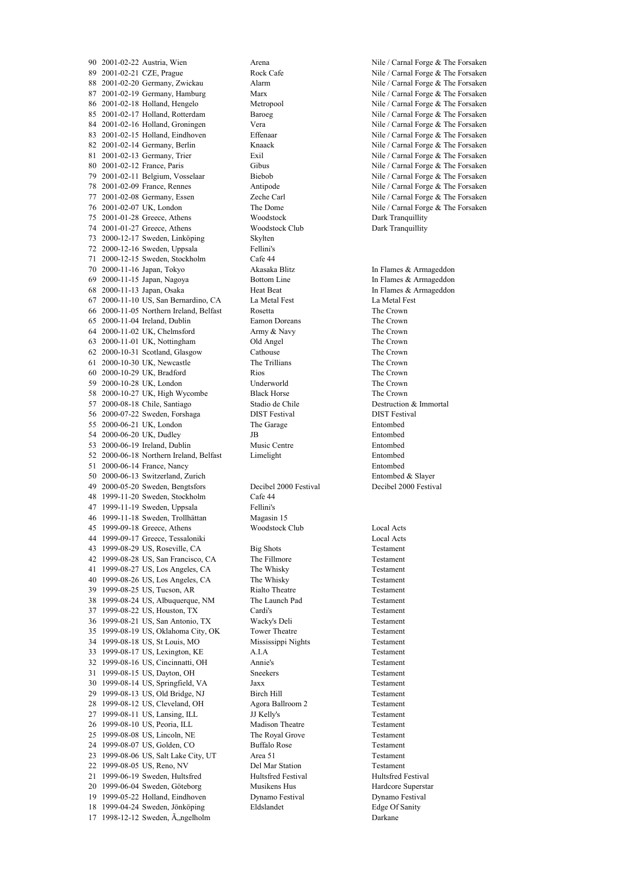| # | Date | Location | Venue | With |
|---|---|---|---|---|
| 90 | 2001-02-22 | Austria, Wien | Arena | Nile / Carnal Forge & The Forsaken |
| 89 | 2001-02-21 | CZE, Prague | Rock Cafe | Nile / Carnal Forge & The Forsaken |
| 88 | 2001-02-20 | Germany, Zwickau | Alarm | Nile / Carnal Forge & The Forsaken |
| 87 | 2001-02-19 | Germany, Hamburg | Marx | Nile / Carnal Forge & The Forsaken |
| 86 | 2001-02-18 | Holland, Hengelo | Metropool | Nile / Carnal Forge & The Forsaken |
| 85 | 2001-02-17 | Holland, Rotterdam | Baroeg | Nile / Carnal Forge & The Forsaken |
| 84 | 2001-02-16 | Holland, Groningen | Vera | Nile / Carnal Forge & The Forsaken |
| 83 | 2001-02-15 | Holland, Eindhoven | Effenaar | Nile / Carnal Forge & The Forsaken |
| 82 | 2001-02-14 | Germany, Berlin | Knaack | Nile / Carnal Forge & The Forsaken |
| 81 | 2001-02-13 | Germany, Trier | Exil | Nile / Carnal Forge & The Forsaken |
| 80 | 2001-02-12 | France, Paris | Gibus | Nile / Carnal Forge & The Forsaken |
| 79 | 2001-02-11 | Belgium, Vosselaar | Biebob | Nile / Carnal Forge & The Forsaken |
| 78 | 2001-02-09 | France, Rennes | Antipode | Nile / Carnal Forge & The Forsaken |
| 77 | 2001-02-08 | Germany, Essen | Zeche Carl | Nile / Carnal Forge & The Forsaken |
| 76 | 2001-02-07 | UK, London | The Dome | Nile / Carnal Forge & The Forsaken |
| 75 | 2001-01-28 | Greece, Athens | Woodstock | Dark Tranquillity |
| 74 | 2001-01-27 | Greece, Athens | Woodstock Club | Dark Tranquillity |
| 73 | 2000-12-17 | Sweden, Linköping | Skylten | |
| 72 | 2000-12-16 | Sweden, Uppsala | Fellini's | |
| 71 | 2000-12-15 | Sweden, Stockholm | Cafe 44 | |
| 70 | 2000-11-16 | Japan, Tokyo | Akasaka Blitz | In Flames & Armageddon |
| 69 | 2000-11-15 | Japan, Nagoya | Bottom Line | In Flames & Armageddon |
| 68 | 2000-11-13 | Japan, Osaka | Heat Beat | In Flames & Armageddon |
| 67 | 2000-11-10 | US, San Bernardino, CA | La Metal Fest | La Metal Fest |
| 66 | 2000-11-05 | Northern Ireland, Belfast | Rosetta | The Crown |
| 65 | 2000-11-04 | Ireland, Dublin | Eamon Doreans | The Crown |
| 64 | 2000-11-02 | UK, Chelmsford | Army & Navy | The Crown |
| 63 | 2000-11-01 | UK, Nottingham | Old Angel | The Crown |
| 62 | 2000-10-31 | Scotland, Glasgow | Cathouse | The Crown |
| 61 | 2000-10-30 | UK, Newcastle | The Trillians | The Crown |
| 60 | 2000-10-29 | UK, Bradford | Rios | The Crown |
| 59 | 2000-10-28 | UK, London | Underworld | The Crown |
| 58 | 2000-10-27 | UK, High Wycombe | Black Horse | The Crown |
| 57 | 2000-08-18 | Chile, Santiago | Stadio de Chile | Destruction & Immortal |
| 56 | 2000-07-22 | Sweden, Forshaga | DIST Festival | DIST Festival |
| 55 | 2000-06-21 | UK, London | The Garage | Entombed |
| 54 | 2000-06-20 | UK, Dudley | JB | Entombed |
| 53 | 2000-06-19 | Ireland, Dublin | Music Centre | Entombed |
| 52 | 2000-06-18 | Northern Ireland, Belfast | Limelight | Entombed |
| 51 | 2000-06-14 | France, Nancy | | Entombed |
| 50 | 2000-06-13 | Switzerland, Zurich | | Entombed & Slayer |
| 49 | 2000-05-20 | Sweden, Bengtsfors | Decibel 2000 Festival | Decibel 2000 Festival |
| 48 | 1999-11-20 | Sweden, Stockholm | Cafe 44 | |
| 47 | 1999-11-19 | Sweden, Uppsala | Fellini's | |
| 46 | 1999-11-18 | Sweden, Trollhättan | Magasin 15 | |
| 45 | 1999-09-18 | Greece, Athens | Woodstock Club | Local Acts |
| 44 | 1999-09-17 | Greece, Tessaloniki | | Local Acts |
| 43 | 1999-08-29 | US, Roseville, CA | Big Shots | Testament |
| 42 | 1999-08-28 | US, San Francisco, CA | The Fillmore | Testament |
| 41 | 1999-08-27 | US, Los Angeles, CA | The Whisky | Testament |
| 40 | 1999-08-26 | US, Los Angeles, CA | The Whisky | Testament |
| 39 | 1999-08-25 | US, Tucson, AR | Rialto Theatre | Testament |
| 38 | 1999-08-24 | US, Albuquerque, NM | The Launch Pad | Testament |
| 37 | 1999-08-22 | US, Houston, TX | Cardi's | Testament |
| 36 | 1999-08-21 | US, San Antonio, TX | Wacky's Deli | Testament |
| 35 | 1999-08-19 | US, Oklahoma City, OK | Tower Theatre | Testament |
| 34 | 1999-08-18 | US, St Louis, MO | Mississippi Nights | Testament |
| 33 | 1999-08-17 | US, Lexington, KE | A.I.A | Testament |
| 32 | 1999-08-16 | US, Cincinnatti, OH | Annie's | Testament |
| 31 | 1999-08-15 | US, Dayton, OH | Sneekers | Testament |
| 30 | 1999-08-14 | US, Springfield, VA | Jaxx | Testament |
| 29 | 1999-08-13 | US, Old Bridge, NJ | Birch Hill | Testament |
| 28 | 1999-08-12 | US, Cleveland, OH | Agora Ballroom 2 | Testament |
| 27 | 1999-08-11 | US, Lansing, ILL | JJ Kelly's | Testament |
| 26 | 1999-08-10 | US, Peoria, ILL | Madison Theatre | Testament |
| 25 | 1999-08-08 | US, Lincoln, NE | The Royal Grove | Testament |
| 24 | 1999-08-07 | US, Golden, CO | Buffalo Rose | Testament |
| 23 | 1999-08-06 | US, Salt Lake City, UT | Area 51 | Testament |
| 22 | 1999-08-05 | US, Reno, NV | Del Mar Station | Testament |
| 21 | 1999-06-19 | Sweden, Hultsfred | Hultsfred Festival | Hultsfred Festival |
| 20 | 1999-06-04 | Sweden, Göteborg | Musikens Hus | Hardcore Superstar |
| 19 | 1999-05-22 | Holland, Eindhoven | Dynamo Festival | Dynamo Festival |
| 18 | 1999-04-24 | Sweden, Jönköping | Eldslandet | Edge Of Sanity |
| 17 | 1998-12-12 | Sweden, Ã„ngelholm | | Darkane |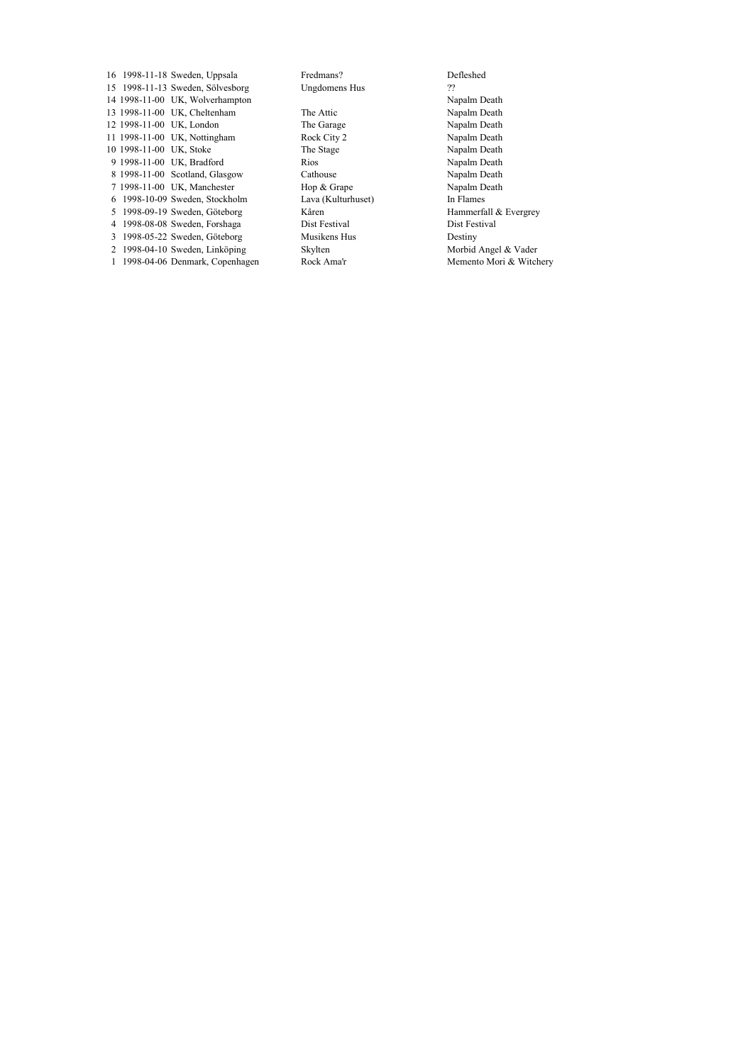| | | | | |
|---|---|---|---|---|
| 16 | 1998-11-18 | Sweden, Uppsala | Fredmans? | Defleshed |
| 15 | 1998-11-13 | Sweden, Sölvesborg | Ungdomens Hus | ?? |
| 14 | 1998-11-00 | UK, Wolverhampton | | Napalm Death |
| 13 | 1998-11-00 | UK, Cheltenham | The Attic | Napalm Death |
| 12 | 1998-11-00 | UK, London | The Garage | Napalm Death |
| 11 | 1998-11-00 | UK, Nottingham | Rock City 2 | Napalm Death |
| 10 | 1998-11-00 | UK, Stoke | The Stage | Napalm Death |
| 9 | 1998-11-00 | UK, Bradford | Rios | Napalm Death |
| 8 | 1998-11-00 | Scotland, Glasgow | Cathouse | Napalm Death |
| 7 | 1998-11-00 | UK, Manchester | Hop & Grape | Napalm Death |
| 6 | 1998-10-09 | Sweden, Stockholm | Lava (Kulturhuset) | In Flames |
| 5 | 1998-09-19 | Sweden, Göteborg | Kåren | Hammerfall & Evergrey |
| 4 | 1998-08-08 | Sweden, Forshaga | Dist Festival | Dist Festival |
| 3 | 1998-05-22 | Sweden, Göteborg | Musikens Hus | Destiny |
| 2 | 1998-04-10 | Sweden, Linköping | Skylten | Morbid Angel & Vader |
| 1 | 1998-04-06 | Denmark, Copenhagen | Rock Ama'r | Memento Mori & Witchery |